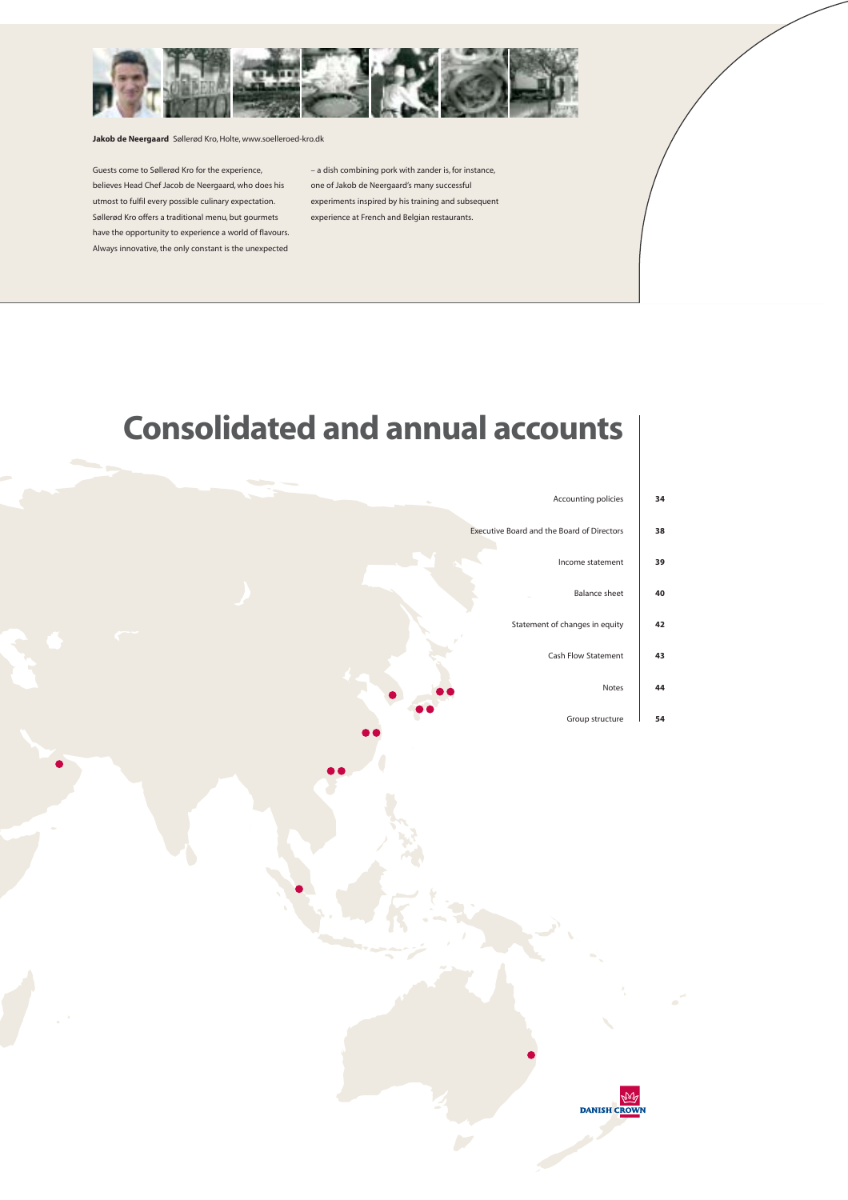**Jakob de Neergaard** Søllerød Kro, Holte, www.soelleroed-kro.dk

Guests come to Søllerød Kro for the experience, believes Head Chef Jacob de Neergaard, who does his utmost to fulfil every possible culinary expectation. Søllerød Kro offers a traditional menu, but gourmets have the opportunity to experience a world of flavours. Always innovative, the only constant is the unexpected – a dish combining pork with zander is, for instance, one of Jakob de Neergaard's many successful experiments inspired by his training and subsequent experience at French and Belgian restaurants.

# Consolidated and annual accounts

| | |
|---|---|
| Accounting policies | 34 |
| Executive Board and the Board of Directors | 38 |
| Income statement | 39 |
| Balance sheet | 40 |
| Statement of changes in equity | 42 |
| Cash Flow Statement | 43 |
| Notes | 44 |
| Group structure | 54 |

DANISH CROWN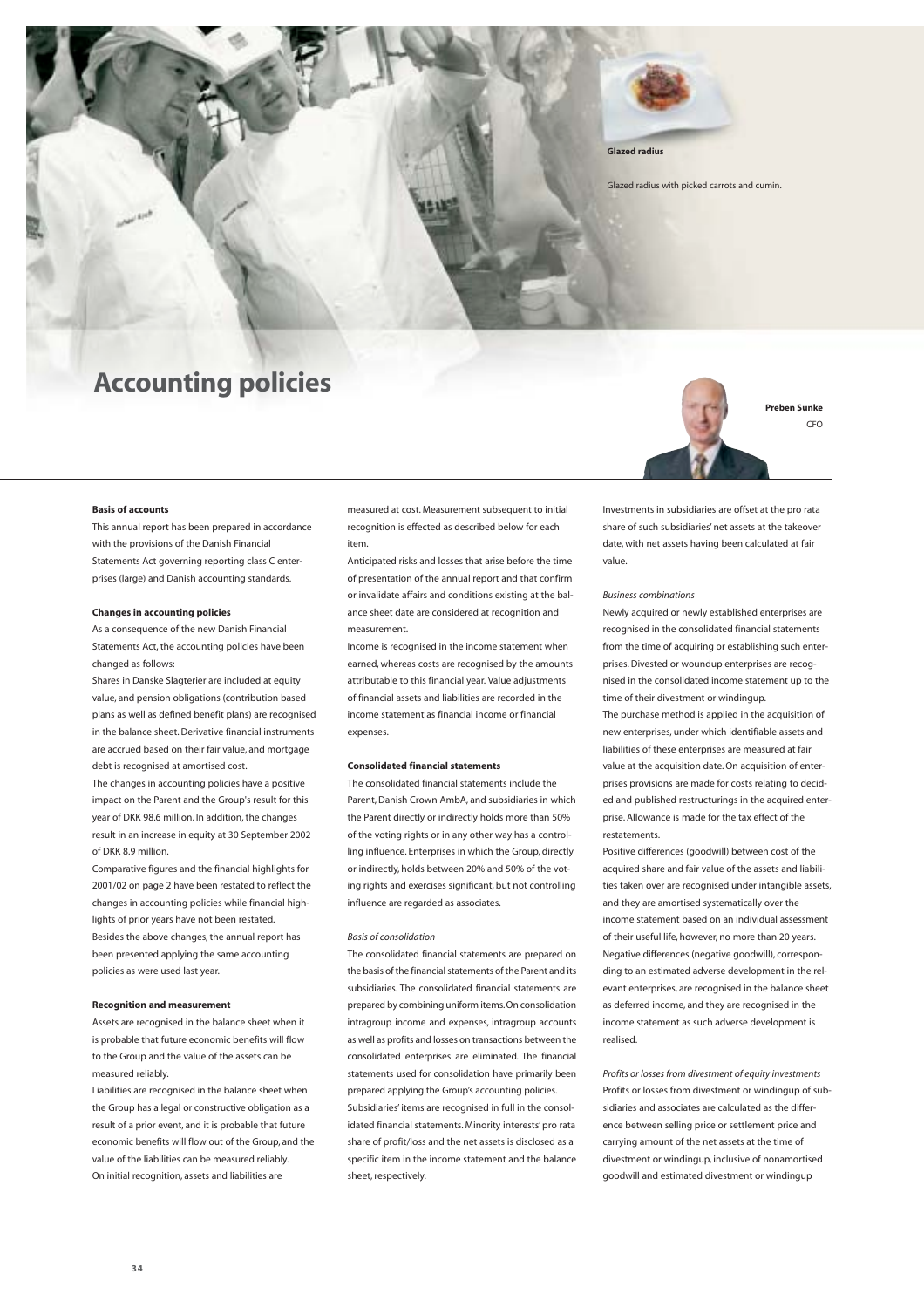Glazed radius

Glazed radius with picked carrots and cumin.

# Accounting policies

**Preben Sunke**
CFO

**Basis of accounts**

This annual report has been prepared in accordance with the provisions of the Danish Financial Statements Act governing reporting class C enterprises (large) and Danish accounting standards.

**Changes in accounting policies**

As a consequence of the new Danish Financial Statements Act, the accounting policies have been changed as follows:

Shares in Danske Slagterier are included at equity value, and pension obligations (contribution based plans as well as defined benefit plans) are recognised in the balance sheet. Derivative financial instruments are accrued based on their fair value, and mortgage debt is recognised at amortised cost.

The changes in accounting policies have a positive impact on the Parent and the Group's result for this year of DKK 98.6 million. In addition, the changes result in an increase in equity at 30 September 2002 of DKK 8.9 million.

Comparative figures and the financial highlights for 2001/02 on page 2 have been restated to reflect the changes in accounting policies while financial highlights of prior years have not been restated.

Besides the above changes, the annual report has been presented applying the same accounting policies as were used last year.

**Recognition and measurement**

Assets are recognised in the balance sheet when it is probable that future economic benefits will flow to the Group and the value of the assets can be measured reliably.

Liabilities are recognised in the balance sheet when the Group has a legal or constructive obligation as a result of a prior event, and it is probable that future economic benefits will flow out of the Group, and the value of the liabilities can be measured reliably.

On initial recognition, assets and liabilities are measured at cost. Measurement subsequent to initial recognition is effected as described below for each item.

Anticipated risks and losses that arise before the time of presentation of the annual report and that confirm or invalidate affairs and conditions existing at the balance sheet date are considered at recognition and measurement.

Income is recognised in the income statement when earned, whereas costs are recognised by the amounts attributable to this financial year. Value adjustments of financial assets and liabilities are recorded in the income statement as financial income or financial expenses.

**Consolidated financial statements**

The consolidated financial statements include the Parent, Danish Crown AmbA, and subsidiaries in which the Parent directly or indirectly holds more than 50% of the voting rights or in any other way has a controlling influence. Enterprises in which the Group, directly or indirectly, holds between 20% and 50% of the voting rights and exercises significant, but not controlling influence are regarded as associates.

*Basis of consolidation*

The consolidated financial statements are prepared on the basis of the financial statements of the Parent and its subsidiaries. The consolidated financial statements are prepared by combining uniform items. On consolidation intragroup income and expenses, intragroup accounts as well as profits and losses on transactions between the consolidated enterprises are eliminated. The financial statements used for consolidation have primarily been prepared applying the Group's accounting policies.

Subsidiaries' items are recognised in full in the consolidated financial statements. Minority interests' pro rata share of profit/loss and the net assets is disclosed as a specific item in the income statement and the balance sheet, respectively.

Investments in subsidiaries are offset at the pro rata share of such subsidiaries' net assets at the takeover date, with net assets having been calculated at fair value.

*Business combinations*

Newly acquired or newly established enterprises are recognised in the consolidated financial statements from the time of acquiring or establishing such enterprises. Divested or woundup enterprises are recognised in the consolidated income statement up to the time of their divestment or windingup.

The purchase method is applied in the acquisition of new enterprises, under which identifiable assets and liabilities of these enterprises are measured at fair value at the acquisition date. On acquisition of enterprises provisions are made for costs relating to decided and published restructurings in the acquired enterprise. Allowance is made for the tax effect of the restatements.

Positive differences (goodwill) between cost of the acquired share and fair value of the assets and liabilities taken over are recognised under intangible assets, and they are amortised systematically over the income statement based on an individual assessment of their useful life, however, no more than 20 years. Negative differences (negative goodwill), corresponding to an estimated adverse development in the relevant enterprises, are recognised in the balance sheet as deferred income, and they are recognised in the income statement as such adverse development is realised.

*Profits or losses from divestment of equity investments*

Profits or losses from divestment or windingup of subsidiaries and associates are calculated as the difference between selling price or settlement price and carrying amount of the net assets at the time of divestment or windingup, inclusive of nonamortised goodwill and estimated divestment or windingup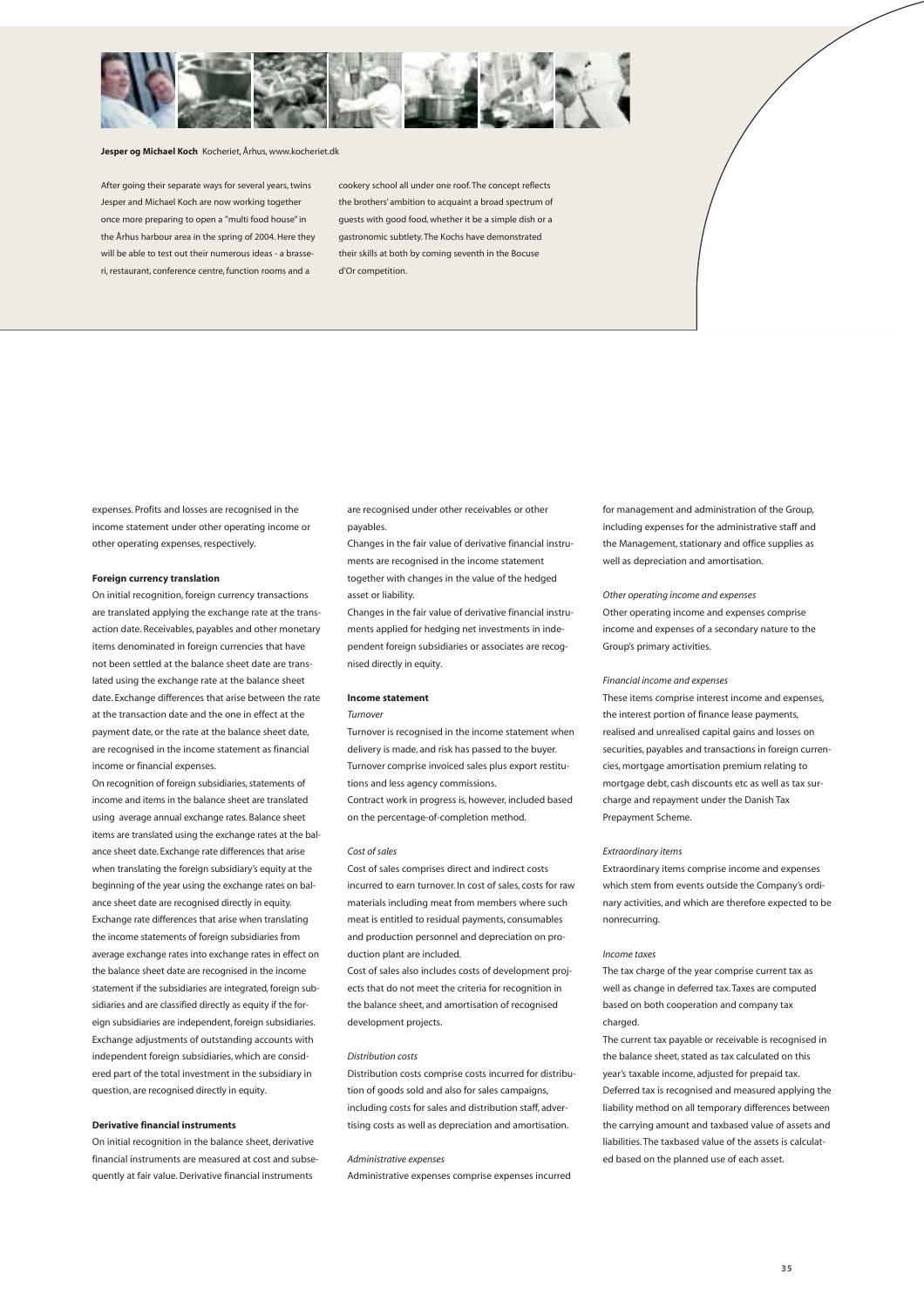**Jesper og Michael Koch** Kocheriet, Århus, www.kocheriet.dk

After going their separate ways for several years, twins Jesper and Michael Koch are now working together once more preparing to open a "multi food house" in the Århus harbour area in the spring of 2004. Here they will be able to test out their numerous ideas - a brasseri, restaurant, conference centre, function rooms and a cookery school all under one roof. The concept reflects the brothers' ambition to acquaint a broad spectrum of guests with good food, whether it be a simple dish or a gastronomic subtlety. The Kochs have demonstrated their skills at both by coming seventh in the Bocuse d'Or competition.

expenses. Profits and losses are recognised in the income statement under other operating income or other operating expenses, respectively.

**Foreign currency translation**

On initial recognition, foreign currency transactions are translated applying the exchange rate at the transaction date. Receivables, payables and other monetary items denominated in foreign currencies that have not been settled at the balance sheet date are translated using the exchange rate at the balance sheet date. Exchange differences that arise between the rate at the transaction date and the one in effect at the payment date, or the rate at the balance sheet date, are recognised in the income statement as financial income or financial expenses.

On recognition of foreign subsidiaries, statements of income and items in the balance sheet are translated using average annual exchange rates. Balance sheet items are translated using the exchange rates at the balance sheet date. Exchange rate differences that arise when translating the foreign subsidiary's equity at the beginning of the year using the exchange rates on balance sheet date are recognised directly in equity. Exchange rate differences that arise when translating the income statements of foreign subsidiaries from average exchange rates into exchange rates in effect on the balance sheet date are recognised in the income statement if the subsidiaries are integrated, foreign subsidiaries and are classified directly as equity if the foreign subsidiaries are independent, foreign subsidiaries. Exchange adjustments of outstanding accounts with independent foreign subsidiaries, which are considered part of the total investment in the subsidiary in question, are recognised directly in equity.

**Derivative financial instruments**

On initial recognition in the balance sheet, derivative financial instruments are measured at cost and subsequently at fair value. Derivative financial instruments are recognised under other receivables or other payables.

Changes in the fair value of derivative financial instruments are recognised in the income statement together with changes in the value of the hedged asset or liability.

Changes in the fair value of derivative financial instruments applied for hedging net investments in independent foreign subsidiaries or associates are recognised directly in equity.

**Income statement**

*Turnover*

Turnover is recognised in the income statement when delivery is made, and risk has passed to the buyer. Turnover comprise invoiced sales plus export restitutions and less agency commissions.

Contract work in progress is, however, included based on the percentage-of-completion method.

*Cost of sales*

Cost of sales comprises direct and indirect costs incurred to earn turnover. In cost of sales, costs for raw materials including meat from members where such meat is entitled to residual payments, consumables and production personnel and depreciation on production plant are included.

Cost of sales also includes costs of development projects that do not meet the criteria for recognition in the balance sheet, and amortisation of recognised development projects.

*Distribution costs*

Distribution costs comprise costs incurred for distribution of goods sold and also for sales campaigns, including costs for sales and distribution staff, advertising costs as well as depreciation and amortisation.

*Administrative expenses*

Administrative expenses comprise expenses incurred for management and administration of the Group, including expenses for the administrative staff and the Management, stationary and office supplies as well as depreciation and amortisation.

*Other operating income and expenses*

Other operating income and expenses comprise income and expenses of a secondary nature to the Group's primary activities.

*Financial income and expenses*

These items comprise interest income and expenses, the interest portion of finance lease payments, realised and unrealised capital gains and losses on securities, payables and transactions in foreign currencies, mortgage amortisation premium relating to mortgage debt, cash discounts etc as well as tax surcharge and repayment under the Danish Tax Prepayment Scheme.

*Extraordinary items*

Extraordinary items comprise income and expenses which stem from events outside the Company's ordinary activities, and which are therefore expected to be nonrecurring.

*Income taxes*

The tax charge of the year comprise current tax as well as change in deferred tax. Taxes are computed based on both cooperation and company tax charged.

The current tax payable or receivable is recognised in the balance sheet, stated as tax calculated on this year's taxable income, adjusted for prepaid tax.

Deferred tax is recognised and measured applying the liability method on all temporary differences between the carrying amount and taxbased value of assets and liabilities. The taxbased value of the assets is calculated based on the planned use of each asset.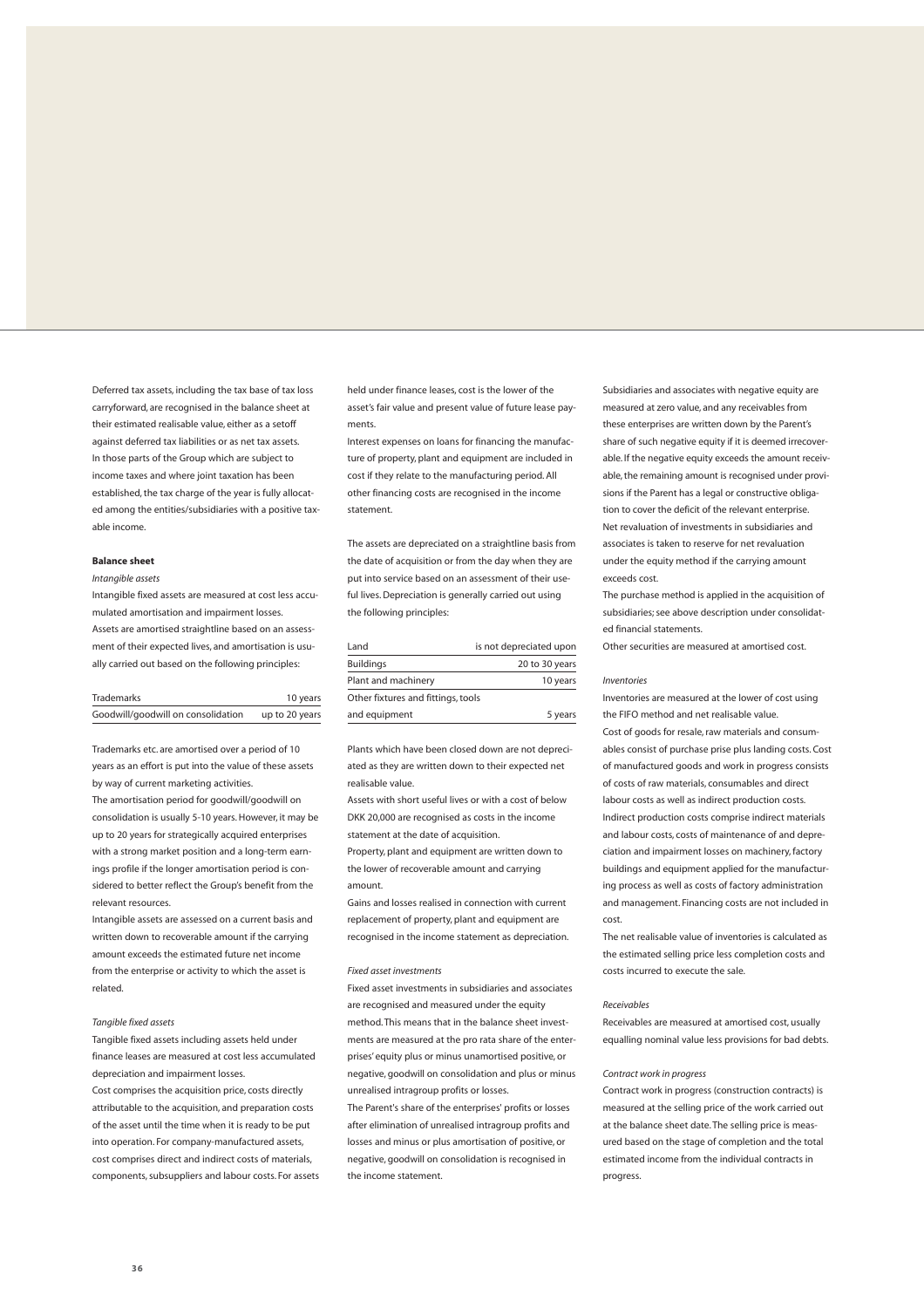Deferred tax assets, including the tax base of tax loss carryforward, are recognised in the balance sheet at their estimated realisable value, either as a setoff against deferred tax liabilities or as net tax assets. In those parts of the Group which are subject to income taxes and where joint taxation has been established, the tax charge of the year is fully allocated among the entities/subsidiaries with a positive taxable income.

**Balance sheet**

*Intangible assets*

Intangible fixed assets are measured at cost less accumulated amortisation and impairment losses. Assets are amortised straightline based on an assessment of their expected lives, and amortisation is usually carried out based on the following principles:

| Trademarks | 10 years |
|---|---|
| Goodwill/goodwill on consolidation | up to 20 years |

Trademarks etc. are amortised over a period of 10 years as an effort is put into the value of these assets by way of current marketing activities.
The amortisation period for goodwill/goodwill on consolidation is usually 5-10 years. However, it may be up to 20 years for strategically acquired enterprises with a strong market position and a long-term earnings profile if the longer amortisation period is considered to better reflect the Group's benefit from the relevant resources.
Intangible assets are assessed on a current basis and written down to recoverable amount if the carrying amount exceeds the estimated future net income from the enterprise or activity to which the asset is related.

*Tangible fixed assets*

Tangible fixed assets including assets held under finance leases are measured at cost less accumulated depreciation and impairment losses.
Cost comprises the acquisition price, costs directly attributable to the acquisition, and preparation costs of the asset until the time when it is ready to be put into operation. For company-manufactured assets, cost comprises direct and indirect costs of materials, components, subsuppliers and labour costs. For assets held under finance leases, cost is the lower of the asset's fair value and present value of future lease payments.
Interest expenses on loans for financing the manufacture of property, plant and equipment are included in cost if they relate to the manufacturing period. All other financing costs are recognised in the income statement.

The assets are depreciated on a straightline basis from the date of acquisition or from the day when they are put into service based on an assessment of their useful lives. Depreciation is generally carried out using the following principles:

| Land | is not depreciated upon |
|---|---|
| Buildings | 20 to 30 years |
| Plant and machinery | 10 years |
| Other fixtures and fittings, tools and equipment | 5 years |

Plants which have been closed down are not depreciated as they are written down to their expected net realisable value.
Assets with short useful lives or with a cost of below DKK 20,000 are recognised as costs in the income statement at the date of acquisition.
Property, plant and equipment are written down to the lower of recoverable amount and carrying amount.
Gains and losses realised in connection with current replacement of property, plant and equipment are recognised in the income statement as depreciation.

*Fixed asset investments*

Fixed asset investments in subsidiaries and associates are recognised and measured under the equity method. This means that in the balance sheet investments are measured at the pro rata share of the enterprises' equity plus or minus unamortised positive, or negative, goodwill on consolidation and plus or minus unrealised intragroup profits or losses.
The Parent's share of the enterprises' profits or losses after elimination of unrealised intragroup profits and losses and minus or plus amortisation of positive, or negative, goodwill on consolidation is recognised in the income statement.

Subsidiaries and associates with negative equity are measured at zero value, and any receivables from these enterprises are written down by the Parent's share of such negative equity if it is deemed irrecoverable. If the negative equity exceeds the amount receivable, the remaining amount is recognised under provisions if the Parent has a legal or constructive obligation to cover the deficit of the relevant enterprise.
Net revaluation of investments in subsidiaries and associates is taken to reserve for net revaluation under the equity method if the carrying amount exceeds cost.
The purchase method is applied in the acquisition of subsidiaries; see above description under consolidated financial statements.
Other securities are measured at amortised cost.

*Inventories*

Inventories are measured at the lower of cost using the FIFO method and net realisable value.
Cost of goods for resale, raw materials and consumables consist of purchase prise plus landing costs. Cost of manufactured goods and work in progress consists of costs of raw materials, consumables and direct labour costs as well as indirect production costs. Indirect production costs comprise indirect materials and labour costs, costs of maintenance of and depreciation and impairment losses on machinery, factory buildings and equipment applied for the manufacturing process as well as costs of factory administration and management. Financing costs are not included in cost.
The net realisable value of inventories is calculated as the estimated selling price less completion costs and costs incurred to execute the sale.

*Receivables*

Receivables are measured at amortised cost, usually equalling nominal value less provisions for bad debts.

*Contract work in progress*

Contract work in progress (construction contracts) is measured at the selling price of the work carried out at the balance sheet date. The selling price is measured based on the stage of completion and the total estimated income from the individual contracts in progress.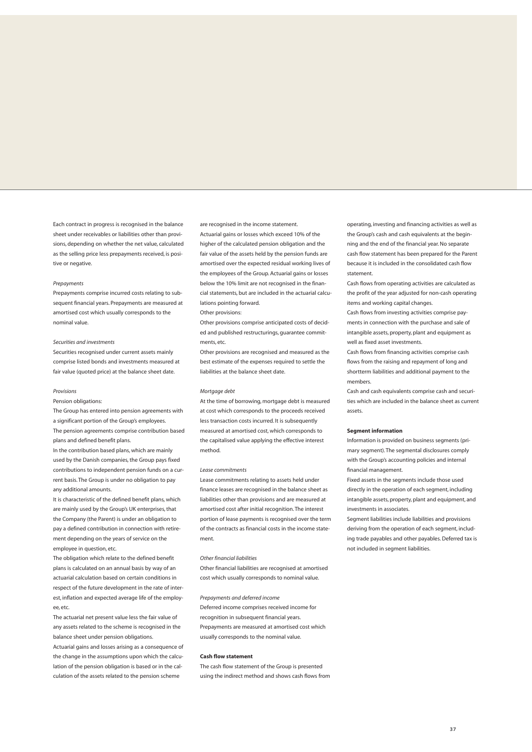Each contract in progress is recognised in the balance sheet under receivables or liabilities other than provisions, depending on whether the net value, calculated as the selling price less prepayments received, is positive or negative.

*Prepayments*

Prepayments comprise incurred costs relating to subsequent financial years. Prepayments are measured at amortised cost which usually corresponds to the nominal value.

*Securities and investments*

Securities recognised under current assets mainly comprise listed bonds and investments measured at fair value (quoted price) at the balance sheet date.

*Provisions*

Pension obligations:

The Group has entered into pension agreements with a significant portion of the Group's employees.

The pension agreements comprise contribution based plans and defined benefit plans.

In the contribution based plans, which are mainly used by the Danish companies, the Group pays fixed contributions to independent pension funds on a current basis. The Group is under no obligation to pay any additional amounts.

It is characteristic of the defined benefit plans, which are mainly used by the Group's UK enterprises, that the Company (the Parent) is under an obligation to pay a defined contribution in connection with retirement depending on the years of service on the employee in question, etc.

The obligation which relate to the defined benefit plans is calculated on an annual basis by way of an actuarial calculation based on certain conditions in respect of the future development in the rate of interest, inflation and expected average life of the employee, etc.

The actuarial net present value less the fair value of any assets related to the scheme is recognised in the balance sheet under pension obligations.

Actuarial gains and losses arising as a consequence of the change in the assumptions upon which the calculation of the pension obligation is based or in the calculation of the assets related to the pension scheme are recognised in the income statement.

Actuarial gains or losses which exceed 10% of the higher of the calculated pension obligation and the fair value of the assets held by the pension funds are amortised over the expected residual working lives of the employees of the Group. Actuarial gains or losses below the 10% limit are not recognised in the financial statements, but are included in the actuarial calculations pointing forward.

Other provisions:

Other provisions comprise anticipated costs of decided and published restructurings, guarantee commitments, etc.

Other provisions are recognised and measured as the best estimate of the expenses required to settle the liabilities at the balance sheet date.

*Mortgage debt*

At the time of borrowing, mortgage debt is measured at cost which corresponds to the proceeds received less transaction costs incurred. It is subsequently measured at amortised cost, which corresponds to the capitalised value applying the effective interest method.

*Lease commitments*

Lease commitments relating to assets held under finance leases are recognised in the balance sheet as liabilities other than provisions and are measured at amortised cost after initial recognition. The interest portion of lease payments is recognised over the term of the contracts as financial costs in the income statement.

*Other financial liabilities*

Other financial liabilities are recognised at amortised cost which usually corresponds to nominal value.

*Prepayments and deferred income*

Deferred income comprises received income for recognition in subsequent financial years.

Prepayments are measured at amortised cost which usually corresponds to the nominal value.

**Cash flow statement**

The cash flow statement of the Group is presented using the indirect method and shows cash flows from operating, investing and financing activities as well as the Group's cash and cash equivalents at the beginning and the end of the financial year. No separate cash flow statement has been prepared for the Parent because it is included in the consolidated cash flow statement.

Cash flows from operating activities are calculated as the profit of the year adjusted for non-cash operating items and working capital changes.

Cash flows from investing activities comprise payments in connection with the purchase and sale of intangible assets, property, plant and equipment as well as fixed asset investments.

Cash flows from financing activities comprise cash flows from the raising and repayment of long and shortterm liabilities and additional payment to the members.

Cash and cash equivalents comprise cash and securities which are included in the balance sheet as current assets.

**Segment information**

Information is provided on business segments (primary segment). The segmental disclosures comply with the Group's accounting policies and internal financial management.

Fixed assets in the segments include those used directly in the operation of each segment, including intangible assets, property, plant and equipment, and investments in associates.

Segment liabilities include liabilities and provisions deriving from the operation of each segment, including trade payables and other payables. Deferred tax is not included in segment liabilities.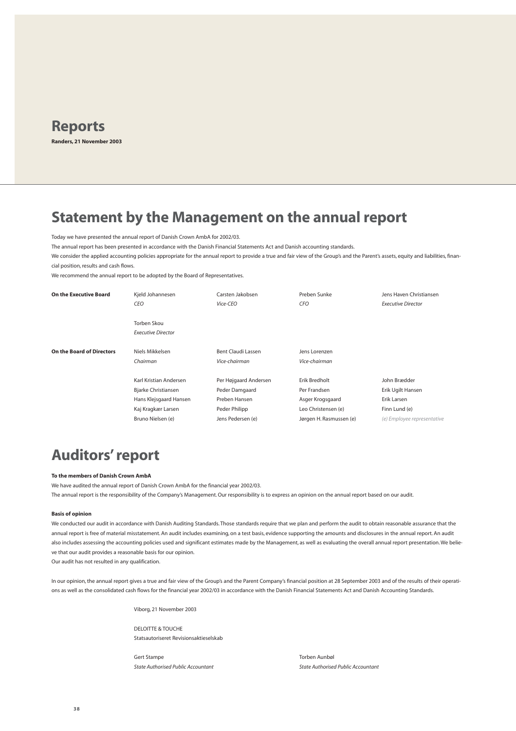# Reports

**Randers, 21 November 2003**

## Statement by the Management on the annual report

Today we have presented the annual report of Danish Crown AmbA for 2002/03.

The annual report has been presented in accordance with the Danish Financial Statements Act and Danish accounting standards.

We consider the applied accounting policies appropriate for the annual report to provide a true and fair view of the Group's and the Parent's assets, equity and liabilities, financial position, results and cash flows.

We recommend the annual report to be adopted by the Board of Representatives.

| | | | | |
|---|---|---|---|---|
| **On the Executive Board** | Kjeld Johannesen<br>*CEO* | Carsten Jakobsen<br>*Vice-CEO* | Preben Sunke<br>*CFO* | Jens Haven Christiansen<br>*Executive Director* |
| | Torben Skou<br>*Executive Director* | | | |
| **On the Board of Directors** | Niels Mikkelsen<br>*Chairman* | Bent Claudi Lassen<br>*Vice-chairman* | Jens Lorenzen<br>*Vice-chairman* | |
| | Karl Kristian Andersen | Per Højgaard Andersen | Erik Bredholt | John Brædder |
| | Bjarke Christiansen | Peder Damgaard | Per Frandsen | Erik Ugilt Hansen |
| | Hans Klejsgaard Hansen | Preben Hansen | Asger Krogsgaard | Erik Larsen |
| | Kaj Kragkær Larsen | Peder Philipp | Leo Christensen (e) | Finn Lund (e) |
| | Bruno Nielsen (e) | Jens Pedersen (e) | Jørgen H. Rasmussen (e) | *(e) Employee representative* |

## Auditors' report

**To the members of Danish Crown AmbA**

We have audited the annual report of Danish Crown AmbA for the financial year 2002/03.

The annual report is the responsibility of the Company's Management. Our responsibility is to express an opinion on the annual report based on our audit.

**Basis of opinion**

We conducted our audit in accordance with Danish Auditing Standards. Those standards require that we plan and perform the audit to obtain reasonable assurance that the annual report is free of material misstatement. An audit includes examining, on a test basis, evidence supporting the amounts and disclosures in the annual report. An audit also includes assessing the accounting policies used and significant estimates made by the Management, as well as evaluating the overall annual report presentation. We believe that our audit provides a reasonable basis for our opinion.

Our audit has not resulted in any qualification.

In our opinion, the annual report gives a true and fair view of the Group's and the Parent Company's financial position at 28 September 2003 and of the results of their operations as well as the consolidated cash flows for the financial year 2002/03 in accordance with the Danish Financial Statements Act and Danish Accounting Standards.

Viborg, 21 November 2003

DELOITTE & TOUCHE
Statsautoriseret Revisionsaktieselskab

Gert Stampe
*State Authorised Public Accountant*

Torben Aunbøl
*State Authorised Public Accountant*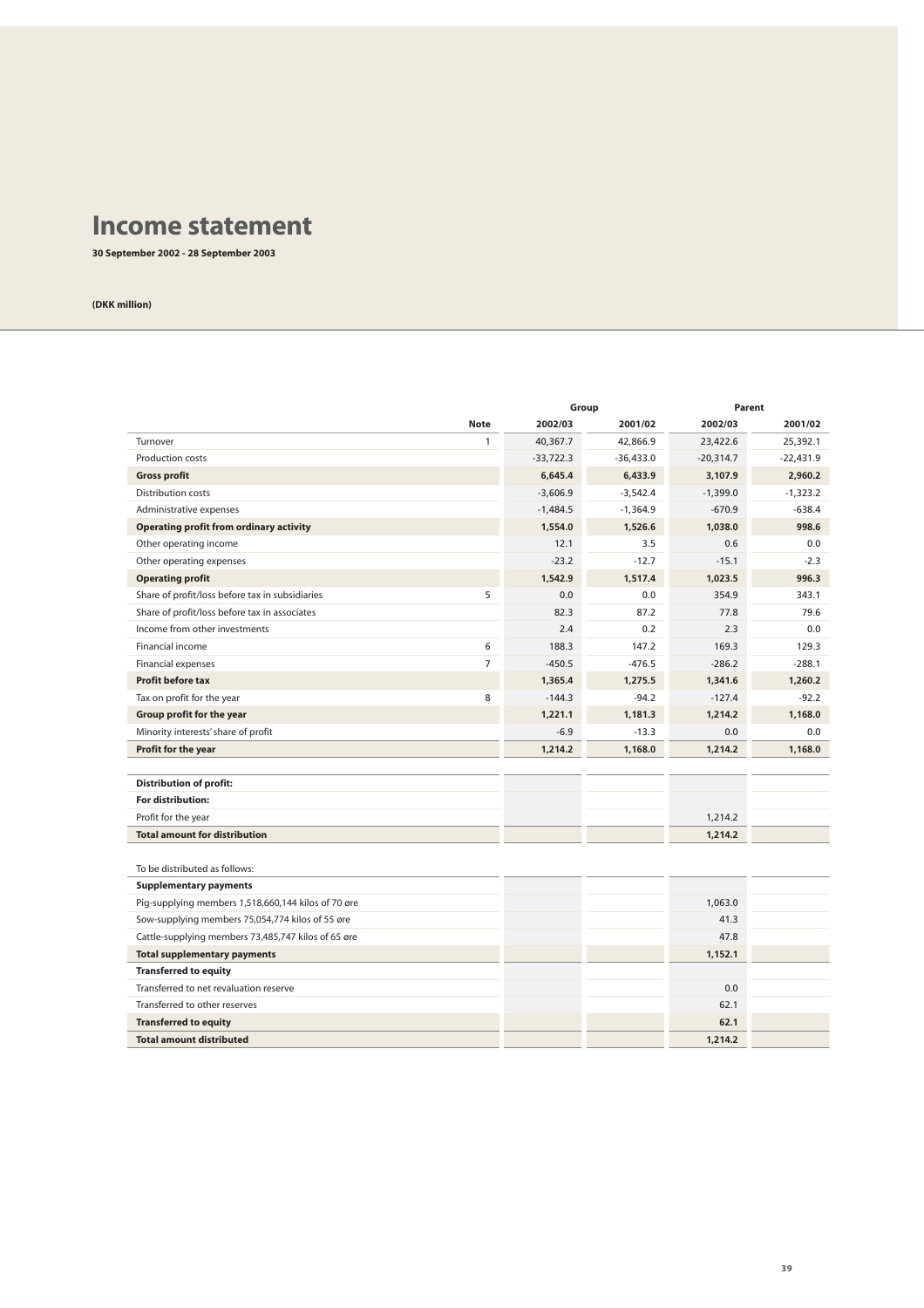# Income statement

**30 September 2002 - 28 September 2003**

**(DKK million)**

| | Note | Group | | Parent | |
|---|---|---|---|---|---|
| | | 2002/03 | 2001/02 | 2002/03 | 2001/02 |
| Turnover | 1 | 40,367.7 | 42,866.9 | 23,422.6 | 25,392.1 |
| Production costs | | -33,722.3 | -36,433.0 | -20,314.7 | -22,431.9 |
| **Gross profit** | | **6,645.4** | **6,433.9** | **3,107.9** | **2,960.2** |
| Distribution costs | | -3,606.9 | -3,542.4 | -1,399.0 | -1,323.2 |
| Administrative expenses | | -1,484.5 | -1,364.9 | -670.9 | -638.4 |
| **Operating profit from ordinary activity** | | **1,554.0** | **1,526.6** | **1,038.0** | **998.6** |
| Other operating income | | 12.1 | 3.5 | 0.6 | 0.0 |
| Other operating expenses | | -23.2 | -12.7 | -15.1 | -2.3 |
| **Operating profit** | | **1,542.9** | **1,517.4** | **1,023.5** | **996.3** |
| Share of profit/loss before tax in subsidiaries | 5 | 0.0 | 0.0 | 354.9 | 343.1 |
| Share of profit/loss before tax in associates | | 82.3 | 87.2 | 77.8 | 79.6 |
| Income from other investments | | 2.4 | 0.2 | 2.3 | 0.0 |
| Financial income | 6 | 188.3 | 147.2 | 169.3 | 129.3 |
| Financial expenses | 7 | -450.5 | -476.5 | -286.2 | -288.1 |
| **Profit before tax** | | **1,365.4** | **1,275.5** | **1,341.6** | **1,260.2** |
| Tax on profit for the year | 8 | -144.3 | -94.2 | -127.4 | -92.2 |
| **Group profit for the year** | | **1,221.1** | **1,181.3** | **1,214.2** | **1,168.0** |
| Minority interests' share of profit | | -6.9 | -13.3 | 0.0 | 0.0 |
| **Profit for the year** | | **1,214.2** | **1,168.0** | **1,214.2** | **1,168.0** |

| | | | | |
|---|---|---|---|---|
| **Distribution of profit:** | | | | |
| **For distribution:** | | | | |
| Profit for the year | | | 1,214.2 | |
| **Total amount for distribution** | | | **1,214.2** | |

To be distributed as follows:

| | | | | |
|---|---|---|---|---|
| **Supplementary payments** | | | | |
| Pig-supplying members 1,518,660,144 kilos of 70 øre | | | 1,063.0 | |
| Sow-supplying members 75,054,774 kilos of 55 øre | | | 41.3 | |
| Cattle-supplying members 73,485,747 kilos of 65 øre | | | 47.8 | |
| **Total supplementary payments** | | | **1,152.1** | |
| **Transferred to equity** | | | | |
| Transferred to net revaluation reserve | | | 0.0 | |
| Transferred to other reserves | | | 62.1 | |
| **Transferred to equity** | | | **62.1** | |
| **Total amount distributed** | | | **1,214.2** | |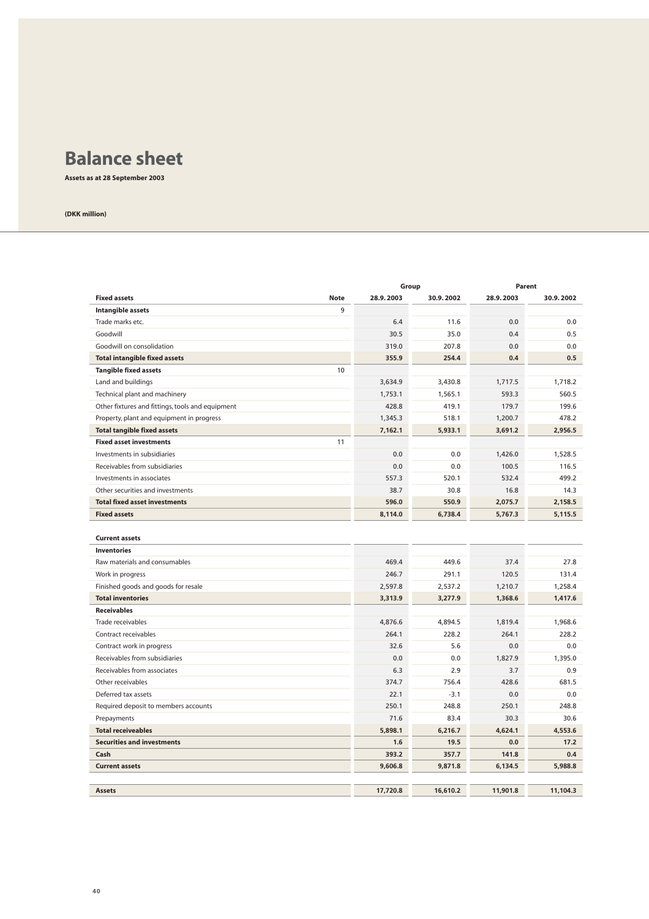# Balance sheet

**Assets as at 28 September 2003**

**(DKK million)**

| | | Group | | Parent | |
|---|---|---|---|---|---|
| **Fixed assets** | **Note** | **28.9.2003** | **30.9.2002** | **28.9.2003** | **30.9.2002** |
| **Intangible assets** | 9 | | | | |
| Trade marks etc. | | 6.4 | 11.6 | 0.0 | 0.0 |
| Goodwill | | 30.5 | 35.0 | 0.4 | 0.5 |
| Goodwill on consolidation | | 319.0 | 207.8 | 0.0 | 0.0 |
| **Total intangible fixed assets** | | **355.9** | **254.4** | **0.4** | **0.5** |
| **Tangible fixed assets** | 10 | | | | |
| Land and buildings | | 3,634.9 | 3,430.8 | 1,717.5 | 1,718.2 |
| Technical plant and machinery | | 1,753.1 | 1,565.1 | 593.3 | 560.5 |
| Other fixtures and fittings, tools and equipment | | 428.8 | 419.1 | 179.7 | 199.6 |
| Property, plant and equipment in progress | | 1,345.3 | 518.1 | 1,200.7 | 478.2 |
| **Total tangible fixed assets** | | **7,162.1** | **5,933.1** | **3,691.2** | **2,956.5** |
| **Fixed asset investments** | 11 | | | | |
| Investments in subsidiaries | | 0.0 | 0.0 | 1,426.0 | 1,528.5 |
| Receivables from subsidiaries | | 0.0 | 0.0 | 100.5 | 116.5 |
| Investments in associates | | 557.3 | 520.1 | 532.4 | 499.2 |
| Other securities and investments | | 38.7 | 30.8 | 16.8 | 14.3 |
| **Total fixed asset investments** | | **596.0** | **550.9** | **2,075.7** | **2,158.5** |
| **Fixed assets** | | **8,114.0** | **6,738.4** | **5,767.3** | **5,115.5** |
| | | | | | |
| **Current assets** | | | | | |
| **Inventories** | | | | | |
| Raw materials and consumables | | 469.4 | 449.6 | 37.4 | 27.8 |
| Work in progress | | 246.7 | 291.1 | 120.5 | 131.4 |
| Finished goods and goods for resale | | 2,597.8 | 2,537.2 | 1,210.7 | 1,258.4 |
| **Total inventories** | | **3,313.9** | **3,277.9** | **1,368.6** | **1,417.6** |
| **Receivables** | | | | | |
| Trade receivables | | 4,876.6 | 4,894.5 | 1,819.4 | 1,968.6 |
| Contract receivables | | 264.1 | 228.2 | 264.1 | 228.2 |
| Contract work in progress | | 32.6 | 5.6 | 0.0 | 0.0 |
| Receivables from subsidiaries | | 0.0 | 0.0 | 1,827.9 | 1,395.0 |
| Receivables from associates | | 6.3 | 2.9 | 3.7 | 0.9 |
| Other receivables | | 374.7 | 756.4 | 428.6 | 681.5 |
| Deferred tax assets | | 22.1 | -3.1 | 0.0 | 0.0 |
| Required deposit to members accounts | | 250.1 | 248.8 | 250.1 | 248.8 |
| Prepayments | | 71.6 | 83.4 | 30.3 | 30.6 |
| **Total receiveables** | | **5,898.1** | **6,216.7** | **4,624.1** | **4,553.6** |
| **Securities and investments** | | **1.6** | **19.5** | **0.0** | **17.2** |
| **Cash** | | **393.2** | **357.7** | **141.8** | **0.4** |
| **Current assets** | | **9,606.8** | **9,871.8** | **6,134.5** | **5,988.8** |
| | | | | | |
| **Assets** | | **17,720.8** | **16,610.2** | **11,901.8** | **11,104.3** |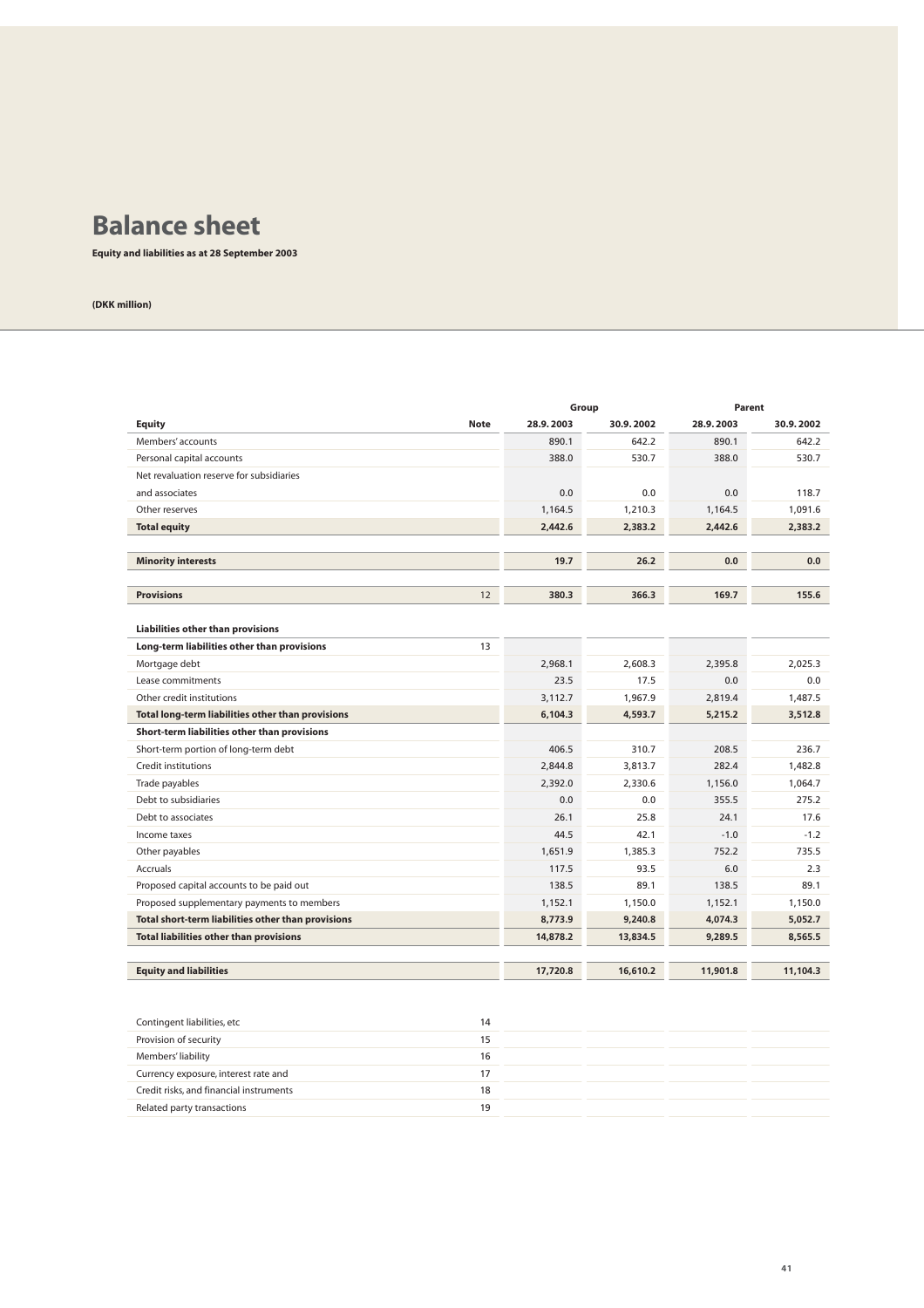# Balance sheet

**Equity and liabilities as at 28 September 2003**

**(DKK million)**

| | | Group | | Parent | |
|---|---|---|---|---|---|
| **Equity** | **Note** | **28.9.2003** | **30.9.2002** | **28.9.2003** | **30.9.2002** |
| Members' accounts | | 890.1 | 642.2 | 890.1 | 642.2 |
| Personal capital accounts | | 388.0 | 530.7 | 388.0 | 530.7 |
| Net revaluation reserve for subsidiaries and associates | | 0.0 | 0.0 | 0.0 | 118.7 |
| Other reserves | | 1,164.5 | 1,210.3 | 1,164.5 | 1,091.6 |
| **Total equity** | | **2,442.6** | **2,383.2** | **2,442.6** | **2,383.2** |
| | | | | | |
| **Minority interests** | | **19.7** | **26.2** | **0.0** | **0.0** |
| | | | | | |
| **Provisions** | 12 | **380.3** | **366.3** | **169.7** | **155.6** |
| | | | | | |
| **Liabilities other than provisions** | | | | | |
| **Long-term liabilities other than provisions** | 13 | | | | |
| Mortgage debt | | 2,968.1 | 2,608.3 | 2,395.8 | 2,025.3 |
| Lease commitments | | 23.5 | 17.5 | 0.0 | 0.0 |
| Other credit institutions | | 3,112.7 | 1,967.9 | 2,819.4 | 1,487.5 |
| **Total long-term liabilities other than provisions** | | **6,104.3** | **4,593.7** | **5,215.2** | **3,512.8** |
| **Short-term liabilities other than provisions** | | | | | |
| Short-term portion of long-term debt | | 406.5 | 310.7 | 208.5 | 236.7 |
| Credit institutions | | 2,844.8 | 3,813.7 | 282.4 | 1,482.8 |
| Trade payables | | 2,392.0 | 2,330.6 | 1,156.0 | 1,064.7 |
| Debt to subsidiaries | | 0.0 | 0.0 | 355.5 | 275.2 |
| Debt to associates | | 26.1 | 25.8 | 24.1 | 17.6 |
| Income taxes | | 44.5 | 42.1 | -1.0 | -1.2 |
| Other payables | | 1,651.9 | 1,385.3 | 752.2 | 735.5 |
| Accruals | | 117.5 | 93.5 | 6.0 | 2.3 |
| Proposed capital accounts to be paid out | | 138.5 | 89.1 | 138.5 | 89.1 |
| Proposed supplementary payments to members | | 1,152.1 | 1,150.0 | 1,152.1 | 1,150.0 |
| **Total short-term liabilities other than provisions** | | **8,773.9** | **9,240.8** | **4,074.3** | **5,052.7** |
| **Total liabilities other than provisions** | | **14,878.2** | **13,834.5** | **9,289.5** | **8,565.5** |
| | | | | | |
| **Equity and liabilities** | | **17,720.8** | **16,610.2** | **11,901.8** | **11,104.3** |

| | Note |
|---|---|
| Contingent liabilities, etc | 14 |
| Provision of security | 15 |
| Members' liability | 16 |
| Currency exposure, interest rate and | 17 |
| Credit risks, and financial instruments | 18 |
| Related party transactions | 19 |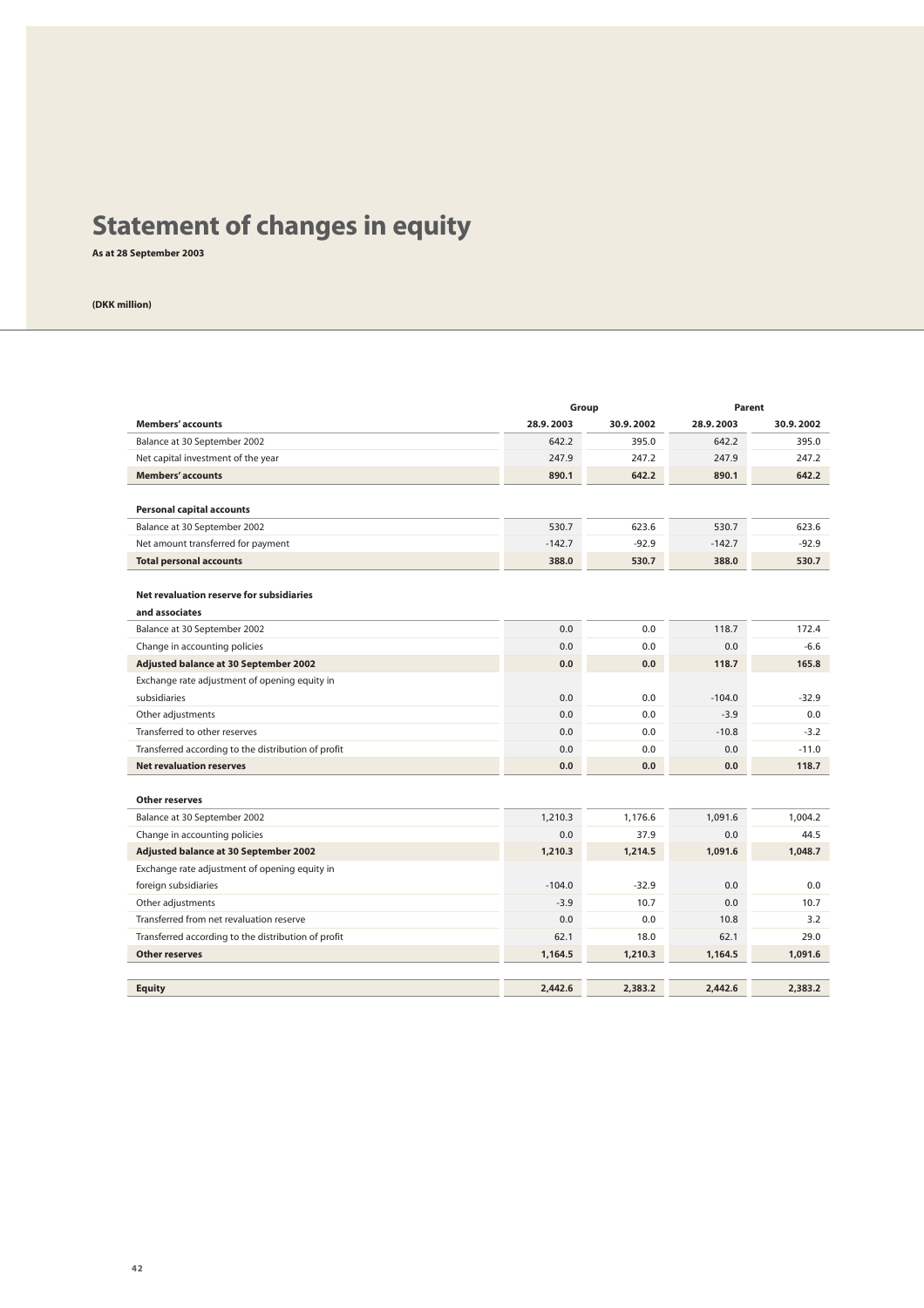# Statement of changes in equity

**As at 28 September 2003**

**(DKK million)**

| | Group | | Parent | |
|---|---|---|---|---|
| **Members' accounts** | **28.9.2003** | **30.9.2002** | **28.9.2003** | **30.9.2002** |
| Balance at 30 September 2002 | 642.2 | 395.0 | 642.2 | 395.0 |
| Net capital investment of the year | 247.9 | 247.2 | 247.9 | 247.2 |
| **Members' accounts** | **890.1** | **642.2** | **890.1** | **642.2** |
| | | | | |
| **Personal capital accounts** | | | | |
| Balance at 30 September 2002 | 530.7 | 623.6 | 530.7 | 623.6 |
| Net amount transferred for payment | -142.7 | -92.9 | -142.7 | -92.9 |
| **Total personal accounts** | **388.0** | **530.7** | **388.0** | **530.7** |
| | | | | |
| **Net revaluation reserve for subsidiaries and associates** | | | | |
| Balance at 30 September 2002 | 0.0 | 0.0 | 118.7 | 172.4 |
| Change in accounting policies | 0.0 | 0.0 | 0.0 | -6.6 |
| **Adjusted balance at 30 September 2002** | **0.0** | **0.0** | **118.7** | **165.8** |
| Exchange rate adjustment of opening equity in subsidiaries | 0.0 | 0.0 | -104.0 | -32.9 |
| Other adjustments | 0.0 | 0.0 | -3.9 | 0.0 |
| Transferred to other reserves | 0.0 | 0.0 | -10.8 | -3.2 |
| Transferred according to the distribution of profit | 0.0 | 0.0 | 0.0 | -11.0 |
| **Net revaluation reserves** | **0.0** | **0.0** | **0.0** | **118.7** |
| | | | | |
| **Other reserves** | | | | |
| Balance at 30 September 2002 | 1,210.3 | 1,176.6 | 1,091.6 | 1,004.2 |
| Change in accounting policies | 0.0 | 37.9 | 0.0 | 44.5 |
| **Adjusted balance at 30 September 2002** | **1,210.3** | **1,214.5** | **1,091.6** | **1,048.7** |
| Exchange rate adjustment of opening equity in foreign subsidiaries | -104.0 | -32.9 | 0.0 | 0.0 |
| Other adjustments | -3.9 | 10.7 | 0.0 | 10.7 |
| Transferred from net revaluation reserve | 0.0 | 0.0 | 10.8 | 3.2 |
| Transferred according to the distribution of profit | 62.1 | 18.0 | 62.1 | 29.0 |
| **Other reserves** | **1,164.5** | **1,210.3** | **1,164.5** | **1,091.6** |
| | | | | |
| **Equity** | **2,442.6** | **2,383.2** | **2,442.6** | **2,383.2** |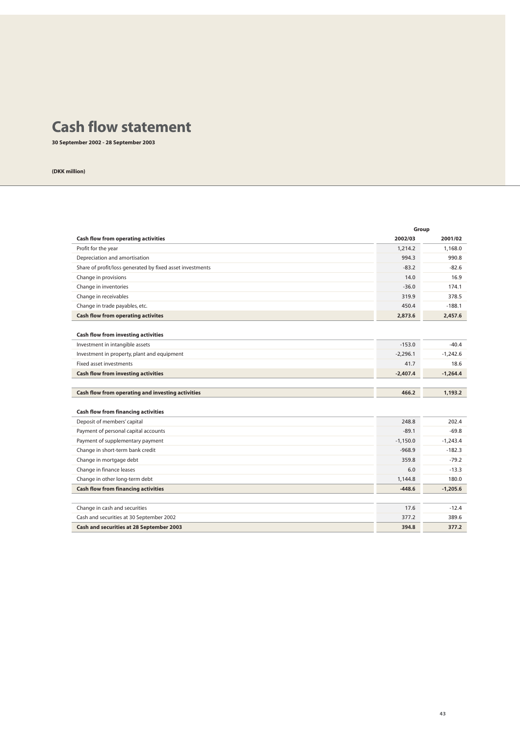# Cash flow statement

**30 September 2002 - 28 September 2003**

**(DKK million)**

| | Group | |
|---|---|---|
| **Cash flow from operating activities** | **2002/03** | **2001/02** |
| Profit for the year | 1,214.2 | 1,168.0 |
| Depreciation and amortisation | 994.3 | 990.8 |
| Share of profit/loss generated by fixed asset investments | -83.2 | -82.6 |
| Change in provisions | 14.0 | 16.9 |
| Change in inventories | -36.0 | 174.1 |
| Change in receivables | 319.9 | 378.5 |
| Change in trade payables, etc. | 450.4 | -188.1 |
| **Cash flow from operating activites** | **2,873.6** | **2,457.6** |
| | | |
| **Cash flow from investing activities** | | |
| Investment in intangible assets | -153.0 | -40.4 |
| Investment in property, plant and equipment | -2,296.1 | -1,242.6 |
| Fixed asset investments | 41.7 | 18.6 |
| **Cash flow from investing activities** | **-2,407.4** | **-1,264.4** |
| | | |
| **Cash flow from operating and investing activities** | **466.2** | **1,193.2** |
| | | |
| **Cash flow from financing activities** | | |
| Deposit of members' capital | 248.8 | 202.4 |
| Payment of personal capital accounts | -89.1 | -69.8 |
| Payment of supplementary payment | -1,150.0 | -1,243.4 |
| Change in short-term bank credit | -968.9 | -182.3 |
| Change in mortgage debt | 359.8 | -79.2 |
| Change in finance leases | 6.0 | -13.3 |
| Change in other long-term debt | 1,144.8 | 180.0 |
| **Cash flow from financing activities** | **-448.6** | **-1,205.6** |
| | | |
| Change in cash and securities | 17.6 | -12.4 |
| Cash and securities at 30 September 2002 | 377.2 | 389.6 |
| **Cash and securities at 28 September 2003** | **394.8** | **377.2** |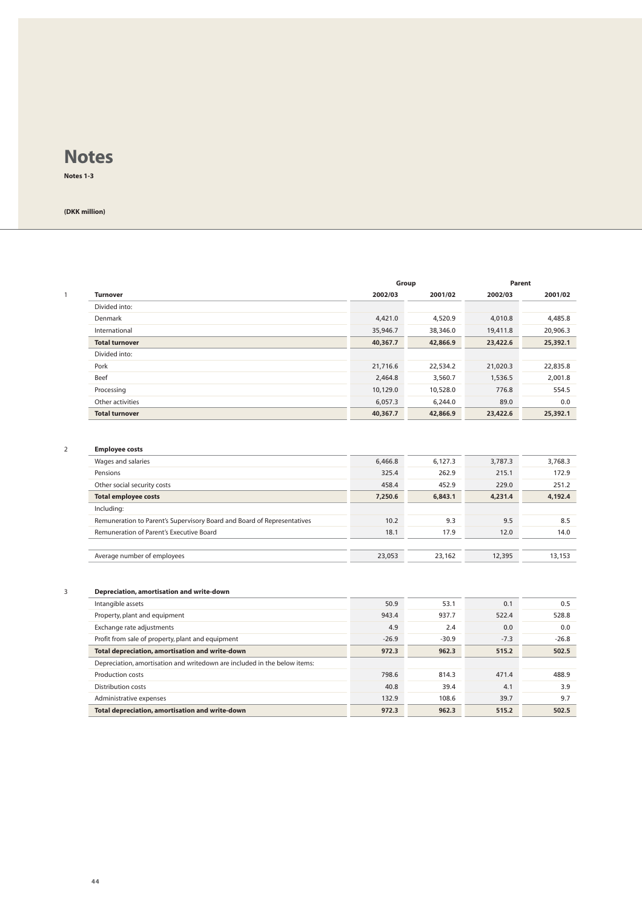# Notes

**Notes 1-3**

**(DKK million)**

| | | Group | | Parent | |
|---|---|---|---|---|---|
| 1 | **Turnover** | **2002/03** | **2001/02** | **2002/03** | **2001/02** |
| | Divided into: | | | | |
| | Denmark | 4,421.0 | 4,520.9 | 4,010.8 | 4,485.8 |
| | International | 35,946.7 | 38,346.0 | 19,411.8 | 20,906.3 |
| | **Total turnover** | **40,367.7** | **42,866.9** | **23,422.6** | **25,392.1** |
| | Divided into: | | | | |
| | Pork | 21,716.6 | 22,534.2 | 21,020.3 | 22,835.8 |
| | Beef | 2,464.8 | 3,560.7 | 1,536.5 | 2,001.8 |
| | Processing | 10,129.0 | 10,528.0 | 776.8 | 554.5 |
| | Other activities | 6,057.3 | 6,244.0 | 89.0 | 0.0 |
| | **Total turnover** | **40,367.7** | **42,866.9** | **23,422.6** | **25,392.1** |

| | | | | | |
|---|---|---|---|---|---|
| 2 | **Employee costs** | | | | |
| | Wages and salaries | 6,466.8 | 6,127.3 | 3,787.3 | 3,768.3 |
| | Pensions | 325.4 | 262.9 | 215.1 | 172.9 |
| | Other social security costs | 458.4 | 452.9 | 229.0 | 251.2 |
| | **Total employee costs** | **7,250.6** | **6,843.1** | **4,231.4** | **4,192.4** |
| | Including: | | | | |
| | Remuneration to Parent's Supervisory Board and Board of Representatives | 10.2 | 9.3 | 9.5 | 8.5 |
| | Remuneration of Parent's Executive Board | 18.1 | 17.9 | 12.0 | 14.0 |
| | | | | | |
| | Average number of employees | 23,053 | 23,162 | 12,395 | 13,153 |

| | | | | | |
|---|---|---|---|---|---|
| 3 | **Depreciation, amortisation and write-down** | | | | |
| | Intangible assets | 50.9 | 53.1 | 0.1 | 0.5 |
| | Property, plant and equipment | 943.4 | 937.7 | 522.4 | 528.8 |
| | Exchange rate adjustments | 4.9 | 2.4 | 0.0 | 0.0 |
| | Profit from sale of property, plant and equipment | -26.9 | -30.9 | -7.3 | -26.8 |
| | **Total depreciation, amortisation and write-down** | **972.3** | **962.3** | **515.2** | **502.5** |
| | Depreciation, amortisation and writedown are included in the below items: | | | | |
| | Production costs | 798.6 | 814.3 | 471.4 | 488.9 |
| | Distribution costs | 40.8 | 39.4 | 4.1 | 3.9 |
| | Administrative expenses | 132.9 | 108.6 | 39.7 | 9.7 |
| | **Total depreciation, amortisation and write-down** | **972.3** | **962.3** | **515.2** | **502.5** |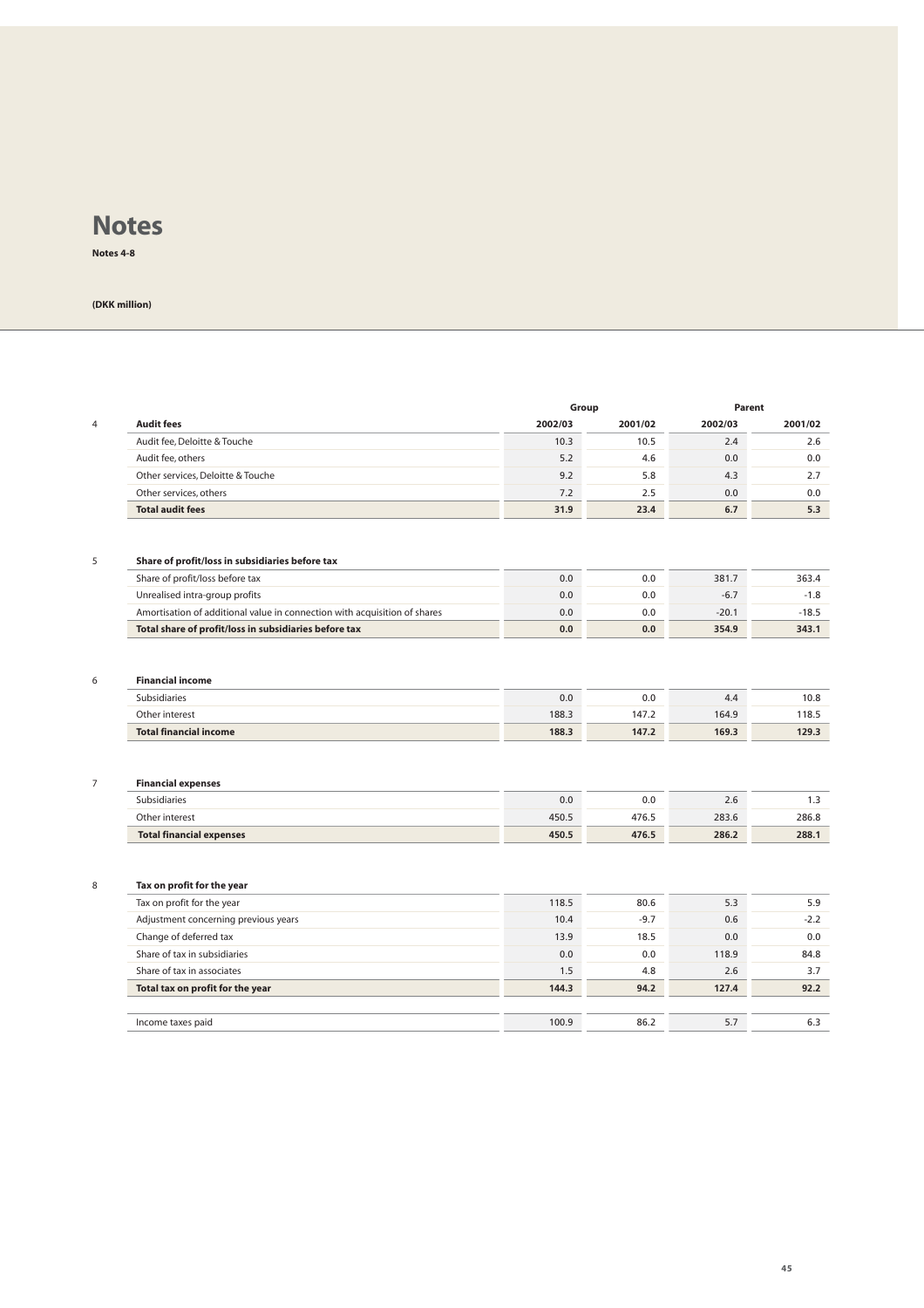# Notes

**Notes 4-8**

**(DKK million)**

| | | Group | | Parent | |
|---|---|---|---|---|---|
| 4 | **Audit fees** | **2002/03** | **2001/02** | **2002/03** | **2001/02** |
| | Audit fee, Deloitte & Touche | 10.3 | 10.5 | 2.4 | 2.6 |
| | Audit fee, others | 5.2 | 4.6 | 0.0 | 0.0 |
| | Other services, Deloitte & Touche | 9.2 | 5.8 | 4.3 | 2.7 |
| | Other services, others | 7.2 | 2.5 | 0.0 | 0.0 |
| | **Total audit fees** | **31.9** | **23.4** | **6.7** | **5.3** |

| | | Group | | Parent | |
|---|---|---|---|---|---|
| | | 2002/03 | 2001/02 | 2002/03 | 2001/02 |
| 5 | **Share of profit/loss in subsidiaries before tax** | | | | |
| | Share of profit/loss before tax | 0.0 | 0.0 | 381.7 | 363.4 |
| | Unrealised intra-group profits | 0.0 | 0.0 | -6.7 | -1.8 |
| | Amortisation of additional value in connection with acquisition of shares | 0.0 | 0.0 | -20.1 | -18.5 |
| | **Total share of profit/loss in subsidiaries before tax** | **0.0** | **0.0** | **354.9** | **343.1** |

| | | Group | | Parent | |
|---|---|---|---|---|---|
| | | 2002/03 | 2001/02 | 2002/03 | 2001/02 |
| 6 | **Financial income** | | | | |
| | Subsidiaries | 0.0 | 0.0 | 4.4 | 10.8 |
| | Other interest | 188.3 | 147.2 | 164.9 | 118.5 |
| | **Total financial income** | **188.3** | **147.2** | **169.3** | **129.3** |

| | | Group | | Parent | |
|---|---|---|---|---|---|
| | | 2002/03 | 2001/02 | 2002/03 | 2001/02 |
| 7 | **Financial expenses** | | | | |
| | Subsidiaries | 0.0 | 0.0 | 2.6 | 1.3 |
| | Other interest | 450.5 | 476.5 | 283.6 | 286.8 |
| | **Total financial expenses** | **450.5** | **476.5** | **286.2** | **288.1** |

| | | Group | | Parent | |
|---|---|---|---|---|---|
| | | 2002/03 | 2001/02 | 2002/03 | 2001/02 |
| 8 | **Tax on profit for the year** | | | | |
| | Tax on profit for the year | 118.5 | 80.6 | 5.3 | 5.9 |
| | Adjustment concerning previous years | 10.4 | -9.7 | 0.6 | -2.2 |
| | Change of deferred tax | 13.9 | 18.5 | 0.0 | 0.0 |
| | Share of tax in subsidiaries | 0.0 | 0.0 | 118.9 | 84.8 |
| | Share of tax in associates | 1.5 | 4.8 | 2.6 | 3.7 |
| | **Total tax on profit for the year** | **144.3** | **94.2** | **127.4** | **92.2** |
| | | | | | |
| | Income taxes paid | 100.9 | 86.2 | 5.7 | 6.3 |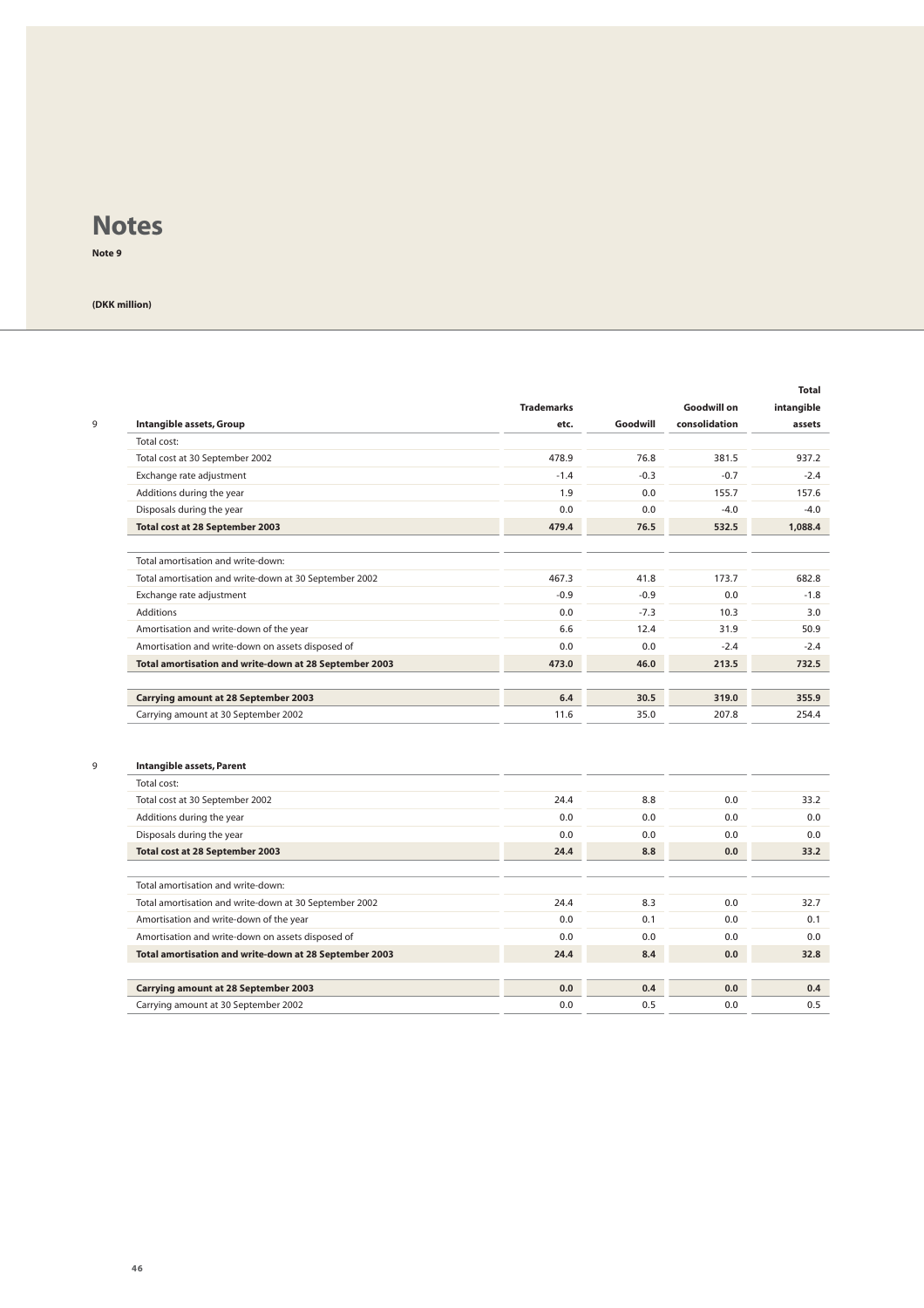# Notes

**Note 9**

**(DKK million)**

| 9 | Intangible assets, Group | Trademarks etc. | Goodwill | Goodwill on consolidation | Total intangible assets |
|---|---|---|---|---|---|
| | Total cost: | | | | |
| | Total cost at 30 September 2002 | 478.9 | 76.8 | 381.5 | 937.2 |
| | Exchange rate adjustment | -1.4 | -0.3 | -0.7 | -2.4 |
| | Additions during the year | 1.9 | 0.0 | 155.7 | 157.6 |
| | Disposals during the year | 0.0 | 0.0 | -4.0 | -4.0 |
| | **Total cost at 28 September 2003** | **479.4** | **76.5** | **532.5** | **1,088.4** |
| | | | | | |
| | Total amortisation and write-down: | | | | |
| | Total amortisation and write-down at 30 September 2002 | 467.3 | 41.8 | 173.7 | 682.8 |
| | Exchange rate adjustment | -0.9 | -0.9 | 0.0 | -1.8 |
| | Additions | 0.0 | -7.3 | 10.3 | 3.0 |
| | Amortisation and write-down of the year | 6.6 | 12.4 | 31.9 | 50.9 |
| | Amortisation and write-down on assets disposed of | 0.0 | 0.0 | -2.4 | -2.4 |
| | **Total amortisation and write-down at 28 September 2003** | **473.0** | **46.0** | **213.5** | **732.5** |
| | | | | | |
| | **Carrying amount at 28 September 2003** | **6.4** | **30.5** | **319.0** | **355.9** |
| | Carrying amount at 30 September 2002 | 11.6 | 35.0 | 207.8 | 254.4 |

| 9 | Intangible assets, Parent | Trademarks etc. | Goodwill | Goodwill on consolidation | Total intangible assets |
|---|---|---|---|---|---|
| | Total cost: | | | | |
| | Total cost at 30 September 2002 | 24.4 | 8.8 | 0.0 | 33.2 |
| | Additions during the year | 0.0 | 0.0 | 0.0 | 0.0 |
| | Disposals during the year | 0.0 | 0.0 | 0.0 | 0.0 |
| | **Total cost at 28 September 2003** | **24.4** | **8.8** | **0.0** | **33.2** |
| | | | | | |
| | Total amortisation and write-down: | | | | |
| | Total amortisation and write-down at 30 September 2002 | 24.4 | 8.3 | 0.0 | 32.7 |
| | Amortisation and write-down of the year | 0.0 | 0.1 | 0.0 | 0.1 |
| | Amortisation and write-down on assets disposed of | 0.0 | 0.0 | 0.0 | 0.0 |
| | **Total amortisation and write-down at 28 September 2003** | **24.4** | **8.4** | **0.0** | **32.8** |
| | | | | | |
| | **Carrying amount at 28 September 2003** | **0.0** | **0.4** | **0.0** | **0.4** |
| | Carrying amount at 30 September 2002 | 0.0 | 0.5 | 0.0 | 0.5 |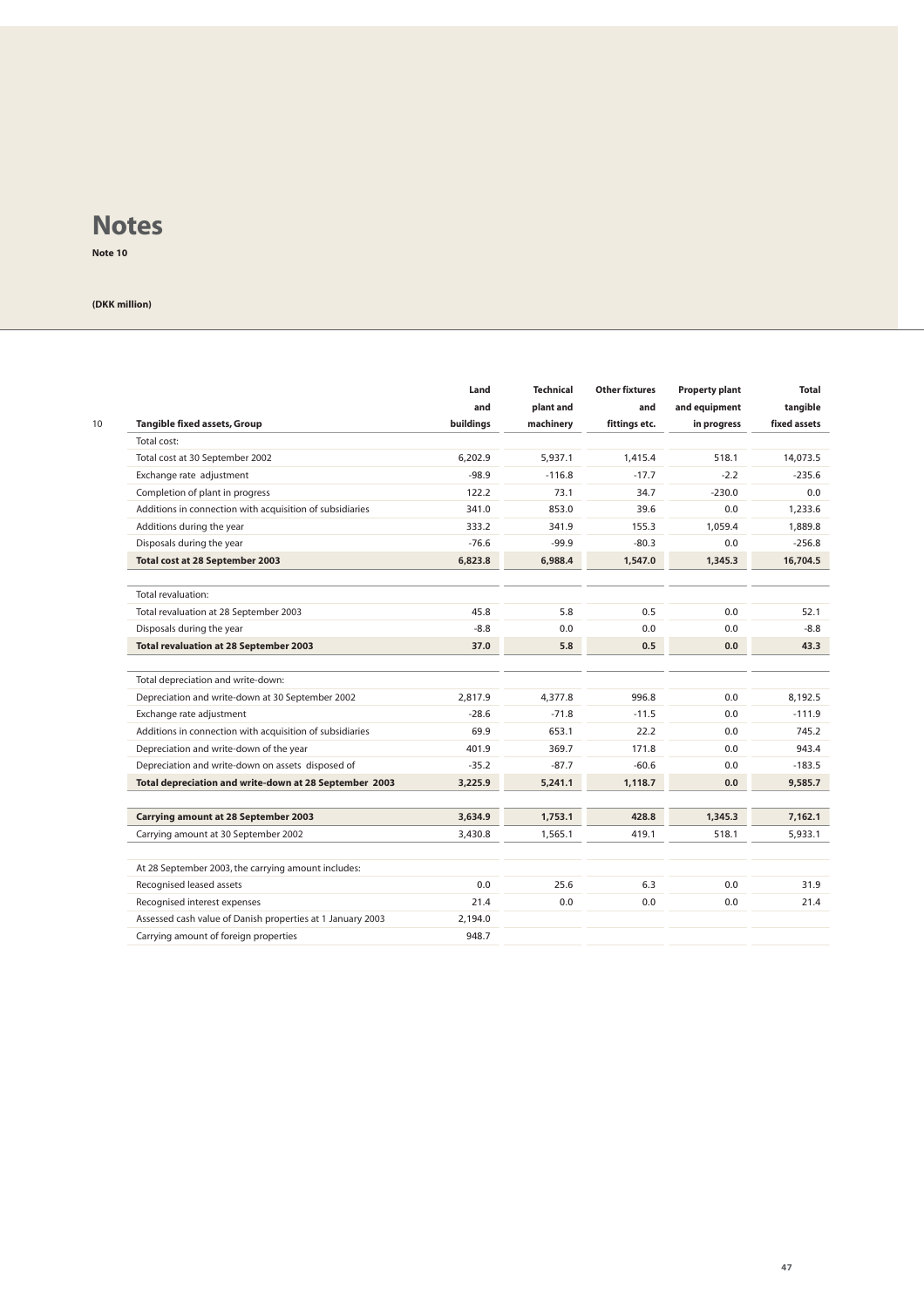# Notes

**Note 10**

**(DKK million)**

| 10 Tangible fixed assets, Group | Land and buildings | Technical plant and machinery | Other fixtures and fittings etc. | Property plant and equipment in progress | Total tangible fixed assets |
|---|---|---|---|---|---|
| Total cost: | | | | | |
| Total cost at 30 September 2002 | 6,202.9 | 5,937.1 | 1,415.4 | 518.1 | 14,073.5 |
| Exchange rate adjustment | -98.9 | -116.8 | -17.7 | -2.2 | -235.6 |
| Completion of plant in progress | 122.2 | 73.1 | 34.7 | -230.0 | 0.0 |
| Additions in connection with acquisition of subsidiaries | 341.0 | 853.0 | 39.6 | 0.0 | 1,233.6 |
| Additions during the year | 333.2 | 341.9 | 155.3 | 1,059.4 | 1,889.8 |
| Disposals during the year | -76.6 | -99.9 | -80.3 | 0.0 | -256.8 |
| **Total cost at 28 September 2003** | **6,823.8** | **6,988.4** | **1,547.0** | **1,345.3** | **16,704.5** |
| | | | | | |
| Total revaluation: | | | | | |
| Total revaluation at 28 September 2003 | 45.8 | 5.8 | 0.5 | 0.0 | 52.1 |
| Disposals during the year | -8.8 | 0.0 | 0.0 | 0.0 | -8.8 |
| **Total revaluation at 28 September 2003** | **37.0** | **5.8** | **0.5** | **0.0** | **43.3** |
| | | | | | |
| Total depreciation and write-down: | | | | | |
| Depreciation and write-down at 30 September 2002 | 2,817.9 | 4,377.8 | 996.8 | 0.0 | 8,192.5 |
| Exchange rate adjustment | -28.6 | -71.8 | -11.5 | 0.0 | -111.9 |
| Additions in connection with acquisition of subsidiaries | 69.9 | 653.1 | 22.2 | 0.0 | 745.2 |
| Depreciation and write-down of the year | 401.9 | 369.7 | 171.8 | 0.0 | 943.4 |
| Depreciation and write-down on assets disposed of | -35.2 | -87.7 | -60.6 | 0.0 | -183.5 |
| **Total depreciation and write-down at 28 September 2003** | **3,225.9** | **5,241.1** | **1,118.7** | **0.0** | **9,585.7** |
| | | | | | |
| **Carrying amount at 28 September 2003** | **3,634.9** | **1,753.1** | **428.8** | **1,345.3** | **7,162.1** |
| Carrying amount at 30 September 2002 | 3,430.8 | 1,565.1 | 419.1 | 518.1 | 5,933.1 |
| | | | | | |
| At 28 September 2003, the carrying amount includes: | | | | | |
| Recognised leased assets | 0.0 | 25.6 | 6.3 | 0.0 | 31.9 |
| Recognised interest expenses | 21.4 | 0.0 | 0.0 | 0.0 | 21.4 |
| Assessed cash value of Danish properties at 1 January 2003 | 2,194.0 | | | | |
| Carrying amount of foreign properties | 948.7 | | | | |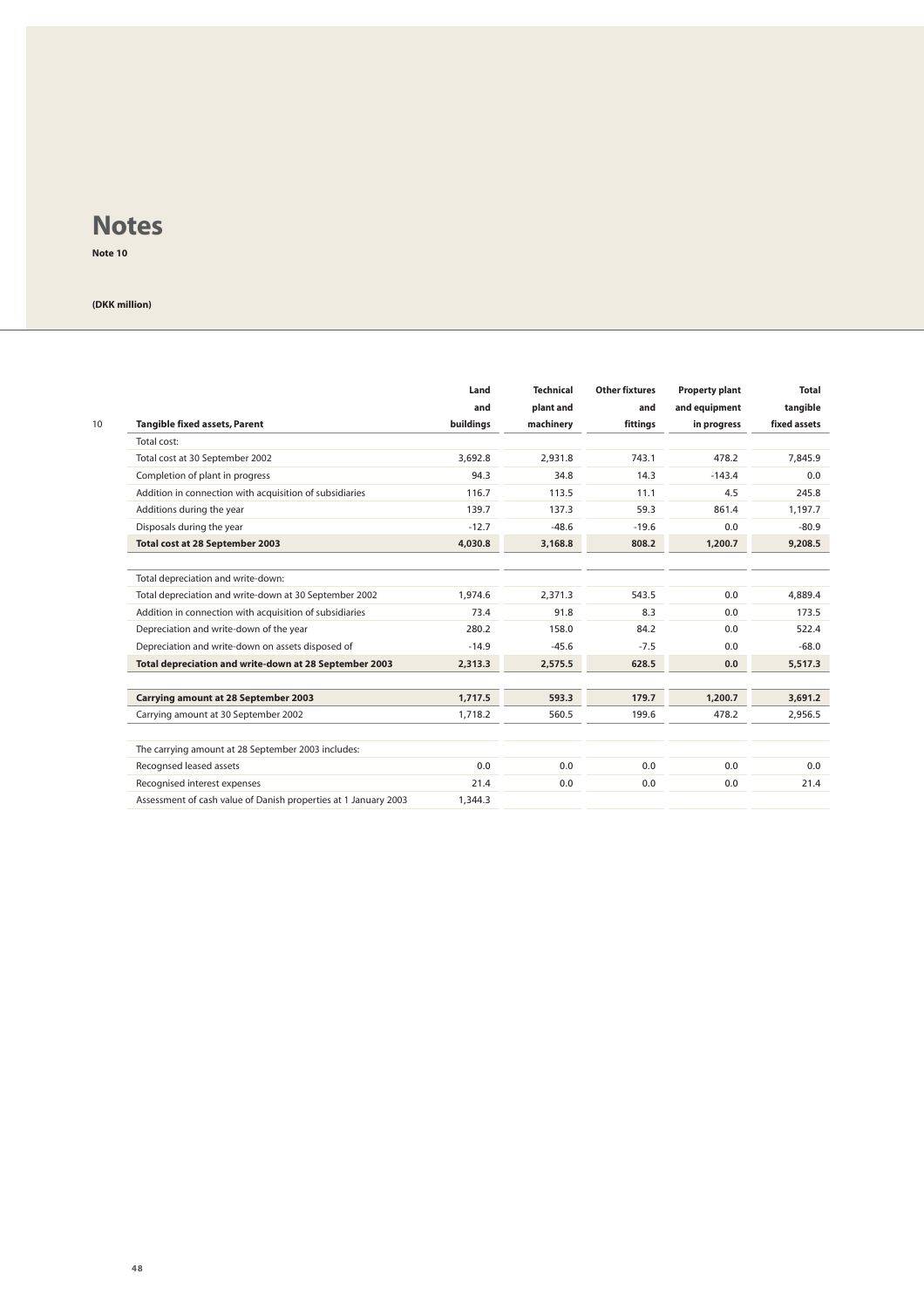# Notes

**Note 10**

**(DKK million)**

| 10 Tangible fixed assets, Parent | Land and buildings | Technical plant and machinery | Other fixtures and fittings | Property plant and equipment in progress | Total tangible fixed assets |
|---|---|---|---|---|---|
| Total cost: | | | | | |
| Total cost at 30 September 2002 | 3,692.8 | 2,931.8 | 743.1 | 478.2 | 7,845.9 |
| Completion of plant in progress | 94.3 | 34.8 | 14.3 | -143.4 | 0.0 |
| Addition in connection with acquisition of subsidiaries | 116.7 | 113.5 | 11.1 | 4.5 | 245.8 |
| Additions during the year | 139.7 | 137.3 | 59.3 | 861.4 | 1,197.7 |
| Disposals during the year | -12.7 | -48.6 | -19.6 | 0.0 | -80.9 |
| **Total cost at 28 September 2003** | **4,030.8** | **3,168.8** | **808.2** | **1,200.7** | **9,208.5** |
| | | | | | |
| Total depreciation and write-down: | | | | | |
| Total depreciation and write-down at 30 September 2002 | 1,974.6 | 2,371.3 | 543.5 | 0.0 | 4,889.4 |
| Addition in connection with acquisition of subsidiaries | 73.4 | 91.8 | 8.3 | 0.0 | 173.5 |
| Depreciation and write-down of the year | 280.2 | 158.0 | 84.2 | 0.0 | 522.4 |
| Depreciation and write-down on assets disposed of | -14.9 | -45.6 | -7.5 | 0.0 | -68.0 |
| **Total depreciation and write-down at 28 September 2003** | **2,313.3** | **2,575.5** | **628.5** | **0.0** | **5,517.3** |
| | | | | | |
| **Carrying amount at 28 September 2003** | **1,717.5** | **593.3** | **179.7** | **1,200.7** | **3,691.2** |
| Carrying amount at 30 September 2002 | 1,718.2 | 560.5 | 199.6 | 478.2 | 2,956.5 |
| | | | | | |
| The carrying amount at 28 September 2003 includes: | | | | | |
| Recognsed leased assets | 0.0 | 0.0 | 0.0 | 0.0 | 0.0 |
| Recognised interest expenses | 21.4 | 0.0 | 0.0 | 0.0 | 21.4 |
| Assessment of cash value of Danish properties at 1 January 2003 | 1,344.3 | | | | |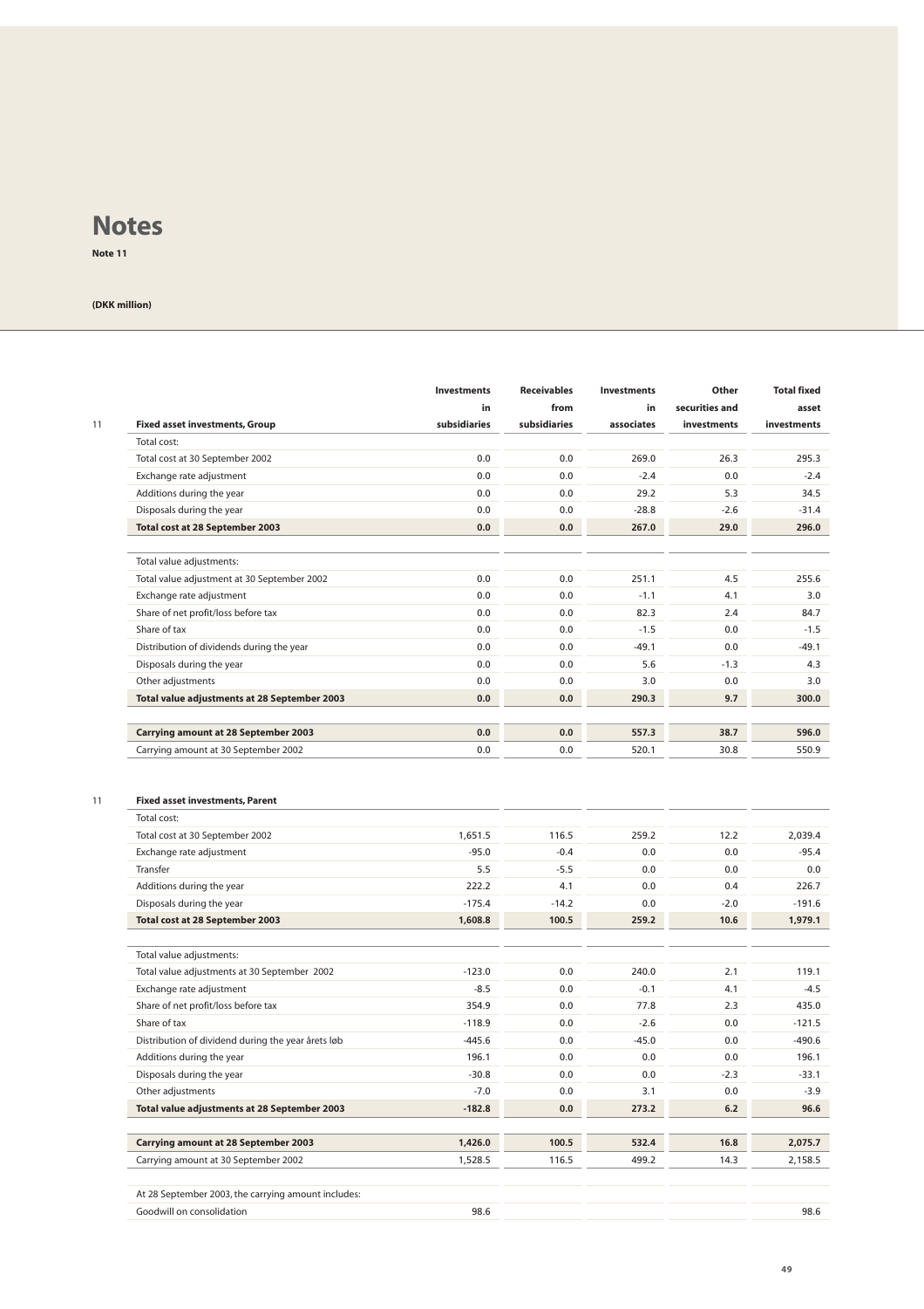# Notes

**Note 11**

**(DKK million)**

| 11 Fixed asset investments, Group | Investments in subsidiaries | Receivables from subsidiaries | Investments in associates | Other securities and investments | Total fixed asset investments |
|---|---|---|---|---|---|
| Total cost: | | | | | |
| Total cost at 30 September 2002 | 0.0 | 0.0 | 269.0 | 26.3 | 295.3 |
| Exchange rate adjustment | 0.0 | 0.0 | -2.4 | 0.0 | -2.4 |
| Additions during the year | 0.0 | 0.0 | 29.2 | 5.3 | 34.5 |
| Disposals during the year | 0.0 | 0.0 | -28.8 | -2.6 | -31.4 |
| **Total cost at 28 September 2003** | **0.0** | **0.0** | **267.0** | **29.0** | **296.0** |
| Total value adjustments: | | | | | |
| Total value adjustment at 30 September 2002 | 0.0 | 0.0 | 251.1 | 4.5 | 255.6 |
| Exchange rate adjustment | 0.0 | 0.0 | -1.1 | 4.1 | 3.0 |
| Share of net profit/loss before tax | 0.0 | 0.0 | 82.3 | 2.4 | 84.7 |
| Share of tax | 0.0 | 0.0 | -1.5 | 0.0 | -1.5 |
| Distribution of dividends during the year | 0.0 | 0.0 | -49.1 | 0.0 | -49.1 |
| Disposals during the year | 0.0 | 0.0 | 5.6 | -1.3 | 4.3 |
| Other adjustments | 0.0 | 0.0 | 3.0 | 0.0 | 3.0 |
| **Total value adjustments at 28 September 2003** | **0.0** | **0.0** | **290.3** | **9.7** | **300.0** |
| **Carrying amount at 28 September 2003** | **0.0** | **0.0** | **557.3** | **38.7** | **596.0** |
| Carrying amount at 30 September 2002 | 0.0 | 0.0 | 520.1 | 30.8 | 550.9 |

| 11 Fixed asset investments, Parent | Investments in subsidiaries | Receivables from subsidiaries | Investments in associates | Other securities and investments | Total fixed asset investments |
|---|---|---|---|---|---|
| Total cost: | | | | | |
| Total cost at 30 September 2002 | 1,651.5 | 116.5 | 259.2 | 12.2 | 2,039.4 |
| Exchange rate adjustment | -95.0 | -0.4 | 0.0 | 0.0 | -95.4 |
| Transfer | 5.5 | -5.5 | 0.0 | 0.0 | 0.0 |
| Additions during the year | 222.2 | 4.1 | 0.0 | 0.4 | 226.7 |
| Disposals during the year | -175.4 | -14.2 | 0.0 | -2.0 | -191.6 |
| **Total cost at 28 September 2003** | **1,608.8** | **100.5** | **259.2** | **10.6** | **1,979.1** |
| Total value adjustments: | | | | | |
| Total value adjustments at 30 September 2002 | -123.0 | 0.0 | 240.0 | 2.1 | 119.1 |
| Exchange rate adjustment | -8.5 | 0.0 | -0.1 | 4.1 | -4.5 |
| Share of net profit/loss before tax | 354.9 | 0.0 | 77.8 | 2.3 | 435.0 |
| Share of tax | -118.9 | 0.0 | -2.6 | 0.0 | -121.5 |
| Distribution of dividend during the year årets løb | -445.6 | 0.0 | -45.0 | 0.0 | -490.6 |
| Additions during the year | 196.1 | 0.0 | 0.0 | 0.0 | 196.1 |
| Disposals during the year | -30.8 | 0.0 | 0.0 | -2.3 | -33.1 |
| Other adjustments | -7.0 | 0.0 | 3.1 | 0.0 | -3.9 |
| **Total value adjustments at 28 September 2003** | **-182.8** | **0.0** | **273.2** | **6.2** | **96.6** |
| **Carrying amount at 28 September 2003** | **1,426.0** | **100.5** | **532.4** | **16.8** | **2,075.7** |
| Carrying amount at 30 September 2002 | 1,528.5 | 116.5 | 499.2 | 14.3 | 2,158.5 |
| At 28 September 2003, the carrying amount includes: | | | | | |
| Goodwill on consolidation | 98.6 | | | | 98.6 |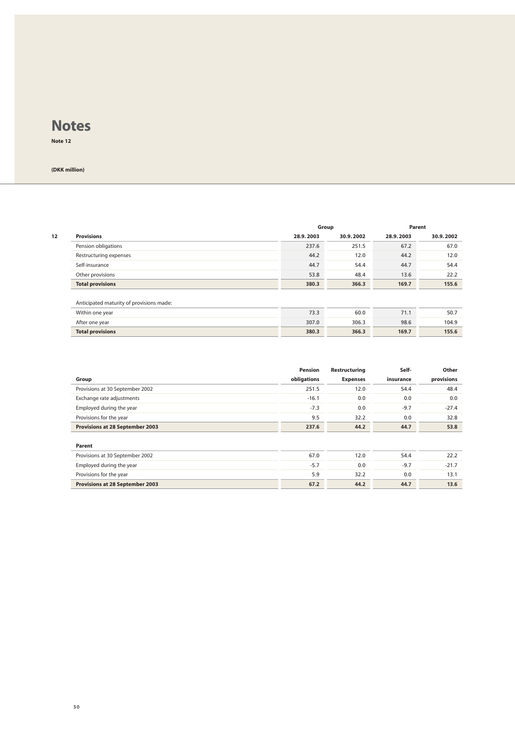# Notes

**Note 12**

**(DKK million)**

| 12 | | Group | | Parent | |
|---|---|---|---|---|---|
| | **Provisions** | **28.9.2003** | **30.9.2002** | **28.9.2003** | **30.9.2002** |
| | Pension obligations | 237.6 | 251.5 | 67.2 | 67.0 |
| | Restructuring expenses | 44.2 | 12.0 | 44.2 | 12.0 |
| | Self-insurance | 44.7 | 54.4 | 44.7 | 54.4 |
| | Other provisions | 53.8 | 48.4 | 13.6 | 22.2 |
| | **Total provisions** | **380.3** | **366.3** | **169.7** | **155.6** |
| | | | | | |
| | Anticipated maturity of provisions made: | | | | |
| | Within one year | 73.3 | 60.0 | 71.1 | 50.7 |
| | After one year | 307.0 | 306.3 | 98.6 | 104.9 |
| | **Total provisions** | **380.3** | **366.3** | **169.7** | **155.6** |

| **Group** | **Pension obligations** | **Restructuring Expenses** | **Self-insurance** | **Other provisions** |
|---|---|---|---|---|
| Provisions at 30 September 2002 | 251.5 | 12.0 | 54.4 | 48.4 |
| Exchange rate adjustments | -16.1 | 0.0 | 0.0 | 0.0 |
| Employed during the year | -7.3 | 0.0 | -9.7 | -27.4 |
| Provisions for the year | 9.5 | 32.2 | 0.0 | 32.8 |
| **Provisions at 28 September 2003** | **237.6** | **44.2** | **44.7** | **53.8** |
| | | | | |
| **Parent** | | | | |
| Provisions at 30 September 2002 | 67.0 | 12.0 | 54.4 | 22.2 |
| Employed during the year | -5.7 | 0.0 | -9.7 | -21.7 |
| Provisions for the year | 5.9 | 32.2 | 0.0 | 13.1 |
| **Provisions at 28 September 2003** | **67.2** | **44.2** | **44.7** | **13.6** |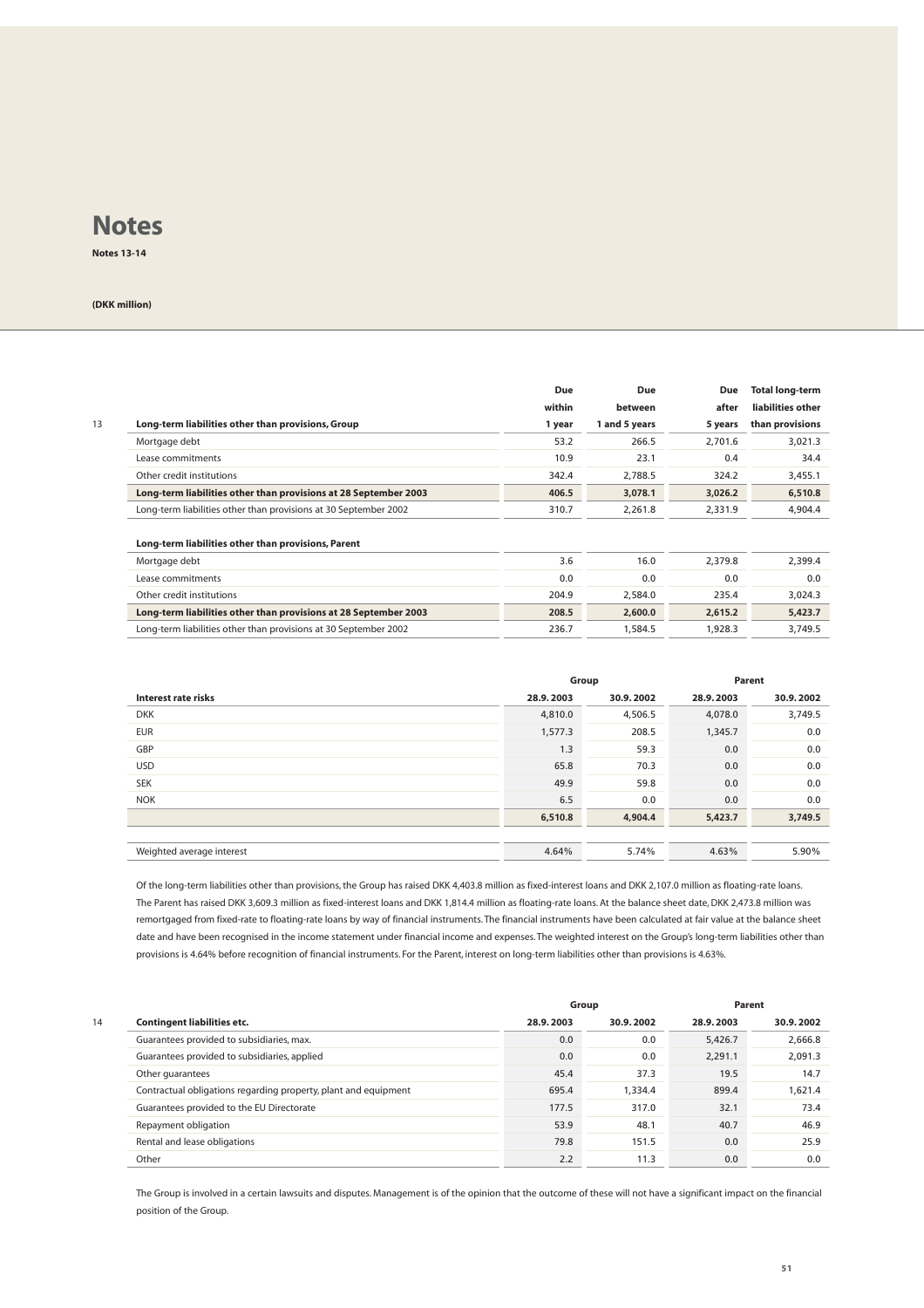# Notes

**Notes 13-14**

**(DKK million)**

| 13 | Long-term liabilities other than provisions, Group | Due within 1 year | Due between 1 and 5 years | Due after 5 years | Total long-term liabilities other than provisions |
|---|---|---|---|---|---|
| | Mortgage debt | 53.2 | 266.5 | 2,701.6 | 3,021.3 |
| | Lease commitments | 10.9 | 23.1 | 0.4 | 34.4 |
| | Other credit institutions | 342.4 | 2,788.5 | 324.2 | 3,455.1 |
| | **Long-term liabilities other than provisions at 28 September 2003** | **406.5** | **3,078.1** | **3,026.2** | **6,510.8** |
| | Long-term liabilities other than provisions at 30 September 2002 | 310.7 | 2,261.8 | 2,331.9 | 4,904.4 |
| | | | | | |
| | **Long-term liabilities other than provisions, Parent** | | | | |
| | Mortgage debt | 3.6 | 16.0 | 2,379.8 | 2,399.4 |
| | Lease commitments | 0.0 | 0.0 | 0.0 | 0.0 |
| | Other credit institutions | 204.9 | 2,584.0 | 235.4 | 3,024.3 |
| | **Long-term liabilities other than provisions at 28 September 2003** | **208.5** | **2,600.0** | **2,615.2** | **5,423.7** |
| | Long-term liabilities other than provisions at 30 September 2002 | 236.7 | 1,584.5 | 1,928.3 | 3,749.5 |

| | Group | | Parent | |
|---|---|---|---|---|
| **Interest rate risks** | **28.9.2003** | **30.9.2002** | **28.9.2003** | **30.9.2002** |
| DKK | 4,810.0 | 4,506.5 | 4,078.0 | 3,749.5 |
| EUR | 1,577.3 | 208.5 | 1,345.7 | 0.0 |
| GBP | 1.3 | 59.3 | 0.0 | 0.0 |
| USD | 65.8 | 70.3 | 0.0 | 0.0 |
| SEK | 49.9 | 59.8 | 0.0 | 0.0 |
| NOK | 6.5 | 0.0 | 0.0 | 0.0 |
| | **6,510.8** | **4,904.4** | **5,423.7** | **3,749.5** |
| | | | | |
| Weighted average interest | 4.64% | 5.74% | 4.63% | 5.90% |

Of the long-term liabilities other than provisions, the Group has raised DKK 4,403.8 million as fixed-interest loans and DKK 2,107.0 million as floating-rate loans. The Parent has raised DKK 3,609.3 million as fixed-interest loans and DKK 1,814.4 million as floating-rate loans. At the balance sheet date, DKK 2,473.8 million was remortgaged from fixed-rate to floating-rate loans by way of financial instruments. The financial instruments have been calculated at fair value at the balance sheet date and have been recognised in the income statement under financial income and expenses. The weighted interest on the Group's long-term liabilities other than provisions is 4.64% before recognition of financial instruments. For the Parent, interest on long-term liabilities other than provisions is 4.63%.

| 14 | | Group | | Parent | |
|---|---|---|---|---|---|
| | **Contingent liabilities etc.** | **28.9.2003** | **30.9.2002** | **28.9.2003** | **30.9.2002** |
| | Guarantees provided to subsidiaries, max. | 0.0 | 0.0 | 5,426.7 | 2,666.8 |
| | Guarantees provided to subsidiaries, applied | 0.0 | 0.0 | 2,291.1 | 2,091.3 |
| | Other guarantees | 45.4 | 37.3 | 19.5 | 14.7 |
| | Contractual obligations regarding property, plant and equipment | 695.4 | 1,334.4 | 899.4 | 1,621.4 |
| | Guarantees provided to the EU Directorate | 177.5 | 317.0 | 32.1 | 73.4 |
| | Repayment obligation | 53.9 | 48.1 | 40.7 | 46.9 |
| | Rental and lease obligations | 79.8 | 151.5 | 0.0 | 25.9 |
| | Other | 2.2 | 11.3 | 0.0 | 0.0 |

The Group is involved in a certain lawsuits and disputes. Management is of the opinion that the outcome of these will not have a significant impact on the financial position of the Group.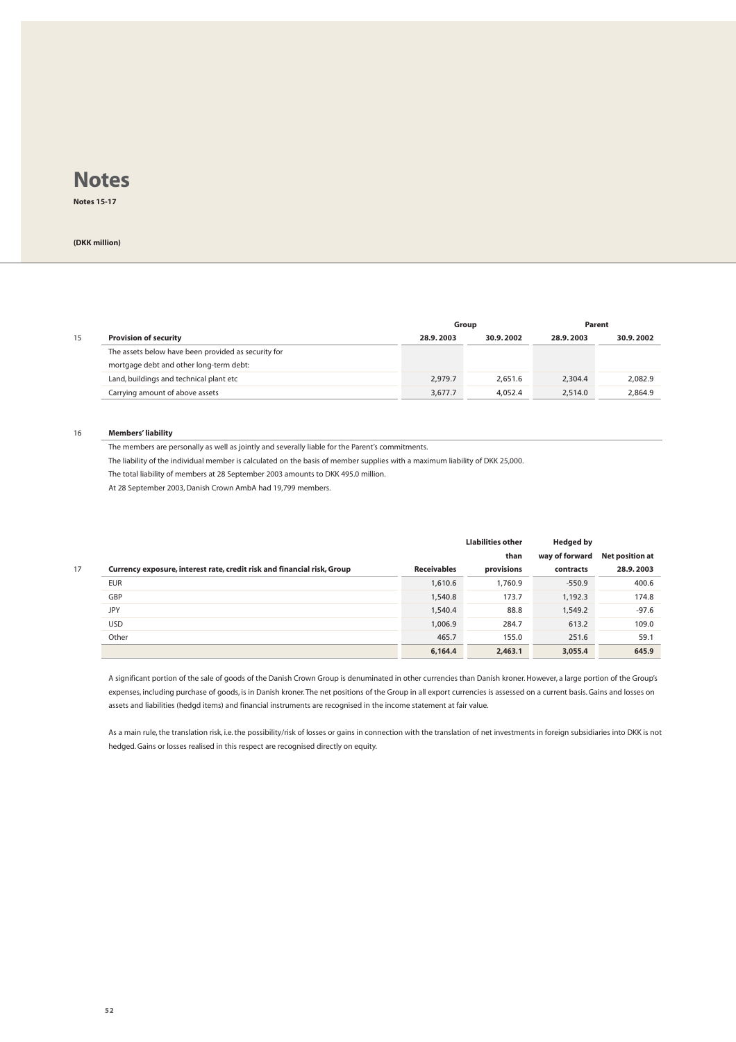# Notes

**Notes 15-17**

**(DKK million)**

| 15 | **Provision of security** | Group 28.9.2003 | Group 30.9.2002 | Parent 28.9.2003 | Parent 30.9.2002 |
|---|---|---|---|---|---|
| | The assets below have been provided as security for mortgage debt and other long-term debt: | | | | |
| | Land, buildings and technical plant etc | 2,979.7 | 2,651.6 | 2,304.4 | 2,082.9 |
| | Carrying amount of above assets | 3,677.7 | 4,052.4 | 2,514.0 | 2,864.9 |

16 **Members' liability**

The members are personally as well as jointly and severally liable for the Parent's commitments.

The liability of the individual member is calculated on the basis of member supplies with a maximum liability of DKK 25,000.

The total liability of members at 28 September 2003 amounts to DKK 495.0 million.

At 28 September 2003, Danish Crown AmbA had 19,799 members.

| 17 | **Currency exposure, interest rate, credit risk and financial risk, Group** | Receivables | LIabilities other than provisions | Hedged by way of forward contracts | Net position at 28.9.2003 |
|---|---|---|---|---|---|
| | EUR | 1,610.6 | 1,760.9 | -550.9 | 400.6 |
| | GBP | 1,540.8 | 173.7 | 1,192.3 | 174.8 |
| | JPY | 1,540.4 | 88.8 | 1,549.2 | -97.6 |
| | USD | 1,006.9 | 284.7 | 613.2 | 109.0 |
| | Other | 465.7 | 155.0 | 251.6 | 59.1 |
| | | **6,164.4** | **2,463.1** | **3,055.4** | **645.9** |

A significant portion of the sale of goods of the Danish Crown Group is denuminated in other currencies than Danish kroner. However, a large portion of the Group's expenses, including purchase of goods, is in Danish kroner. The net positions of the Group in all export currencies is assessed on a current basis. Gains and losses on assets and liabilities (hedgd items) and financial instruments are recognised in the income statement at fair value.

As a main rule, the translation risk, i.e. the possibility/risk of losses or gains in connection with the translation of net investments in foreign subsidiaries into DKK is not hedged. Gains or losses realised in this respect are recognised directly on equity.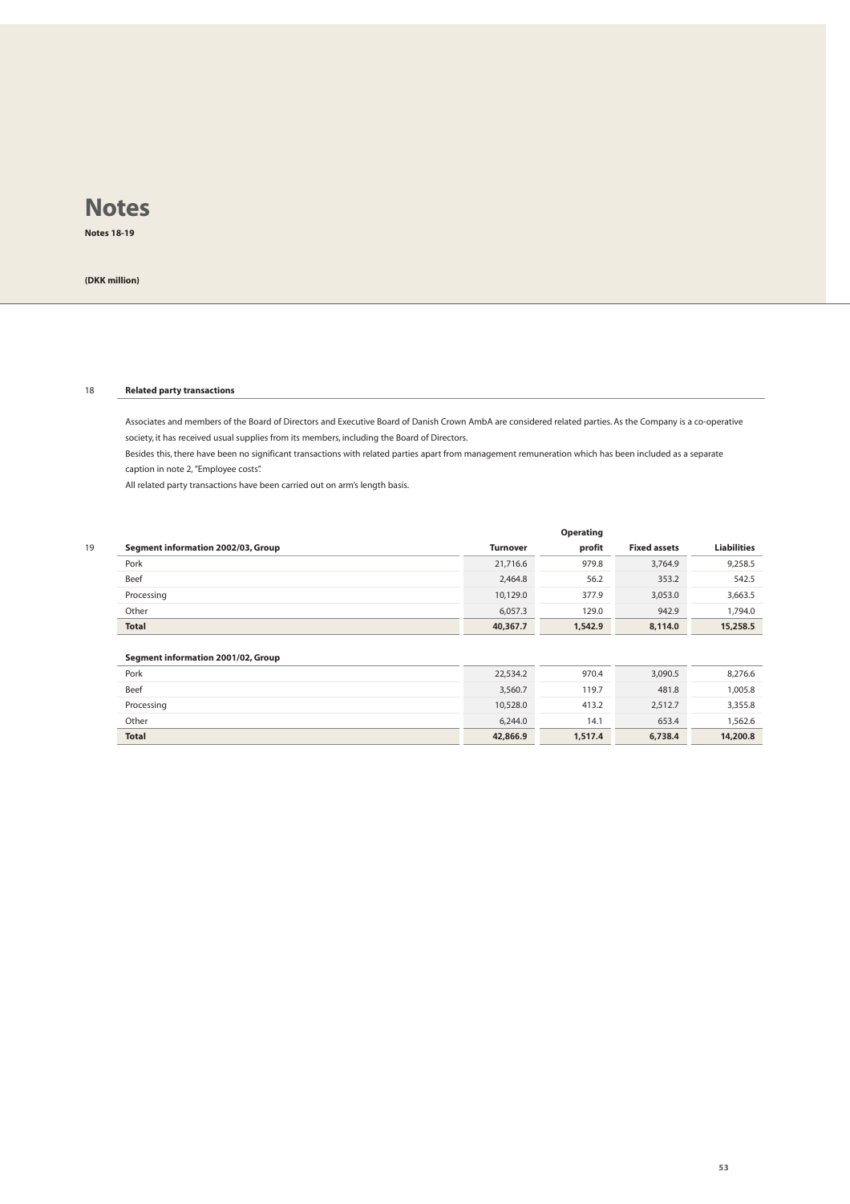# Notes

**Notes 18-19**

**(DKK million)**

## 18 Related party transactions

Associates and members of the Board of Directors and Executive Board of Danish Crown AmbA are considered related parties. As the Company is a co-operative society, it has received usual supplies from its members, including the Board of Directors.

Besides this, there have been no significant transactions with related parties apart from management remuneration which has been included as a separate caption in note 2, "Employee costs".

All related party transactions have been carried out on arm's length basis.

## 19 Segment information

| Segment information 2002/03, Group | Turnover | Operating profit | Fixed assets | Liabilities |
|---|---|---|---|---|
| Pork | 21,716.6 | 979.8 | 3,764.9 | 9,258.5 |
| Beef | 2,464.8 | 56.2 | 353.2 | 542.5 |
| Processing | 10,129.0 | 377.9 | 3,053.0 | 3,663.5 |
| Other | 6,057.3 | 129.0 | 942.9 | 1,794.0 |
| **Total** | **40,367.7** | **1,542.9** | **8,114.0** | **15,258.5** |

| Segment information 2001/02, Group | Turnover | Operating profit | Fixed assets | Liabilities |
|---|---|---|---|---|
| Pork | 22,534.2 | 970.4 | 3,090.5 | 8,276.6 |
| Beef | 3,560.7 | 119.7 | 481.8 | 1,005.8 |
| Processing | 10,528.0 | 413.2 | 2,512.7 | 3,355.8 |
| Other | 6,244.0 | 14.1 | 653.4 | 1,562.6 |
| **Total** | **42,866.9** | **1,517.4** | **6,738.4** | **14,200.8** |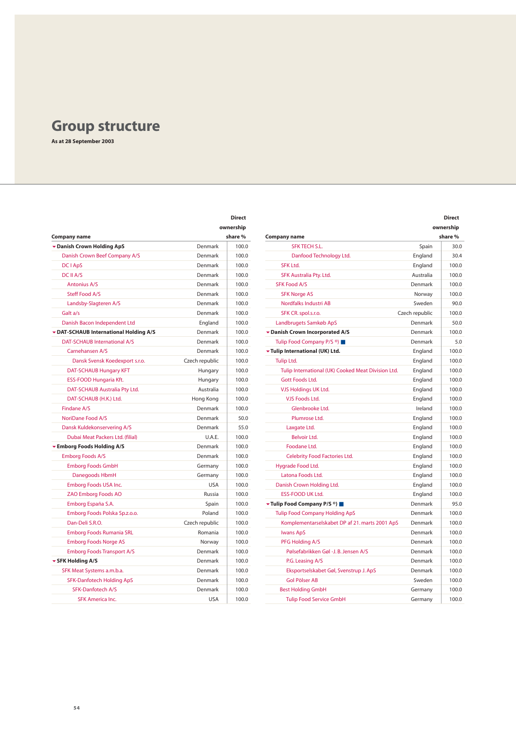# Group structure

**As at 28 September 2003**

| Company name | | Direct ownership share % |
|---|---|---|
| **Danish Crown Holding ApS** | Denmark | 100.0 |
| Danish Crown Beef Company A/S | Denmark | 100.0 |
| DC I ApS | Denmark | 100.0 |
| DC II A/S | Denmark | 100.0 |
| Antonius A/S | Denmark | 100.0 |
| Steff Food A/S | Denmark | 100.0 |
| Landsby-Slagteren A/S | Denmark | 100.0 |
| Galt a/s | Denmark | 100.0 |
| Danish Bacon Independent Ltd | England | 100.0 |
| **DAT-SCHAUB International Holding A/S** | Denmark | 100.0 |
| DAT-SCHAUB International A/S | Denmark | 100.0 |
| Carnehansen A/S | Denmark | 100.0 |
| Dansk Svensk Koedexport s.r.o. | Czech republic | 100.0 |
| DAT-SCHAUB Hungary KFT | Hungary | 100.0 |
| ESS-FOOD Hungaria Kft. | Hungary | 100.0 |
| DAT-SCHAUB Australia Pty Ltd. | Australia | 100.0 |
| DAT-SCHAUB (H.K.) Ltd. | Hong Kong | 100.0 |
| Findane A/S | Denmark | 100.0 |
| NoriDane Food A/S | Denmark | 50.0 |
| Dansk Kuldekonservering A/S | Denmark | 55.0 |
| Dubai Meat Packers Ltd. (filial) | U.A.E. | 100.0 |
| **Emborg Foods Holding A/S** | Denmark | 100.0 |
| Emborg Foods A/S | Denmark | 100.0 |
| Emborg Foods GmbH | Germany | 100.0 |
| Danegoods HbmH | Germany | 100.0 |
| Emborg Foods USA Inc. | USA | 100.0 |
| ZAO Emborg Foods AO | Russia | 100.0 |
| Emborg España S.A. | Spain | 100.0 |
| Emborg Foods Polska Sp.z.o.o. | Poland | 100.0 |
| Dan-Deli S.R.O. | Czech republic | 100.0 |
| Emborg Foods Rumania SRL | Romania | 100.0 |
| Emborg Foods Norge AS | Norway | 100.0 |
| Emborg Foods Transport A/S | Denmark | 100.0 |
| **SFK Holding A/S** | Denmark | 100.0 |
| SFK Meat Systems a.m.b.a. | Denmark | 100.0 |
| SFK-Danfotech Holding ApS | Denmark | 100.0 |
| SFK-Danfotech A/S | Denmark | 100.0 |
| SFK America Inc. | USA | 100.0 |
| SFK TECH S.L. | Spain | 30.0 |
| Danfood Technology Ltd. | England | 30.4 |
| SFK Ltd. | England | 100.0 |
| SFK Australia Pty. Ltd. | Australia | 100.0 |
| SFK Food A/S | Denmark | 100.0 |
| SFK Norge AS | Norway | 100.0 |
| Nordfalks Industri AB | Sweden | 90.0 |
| SFK CR. spol.s.r.o. | Czech republic | 100.0 |
| Landbrugets Samkøb ApS | Denmark | 50.0 |
| **Danish Crown Incorporated A/S** | Denmark | 100.0 |
| Tulip Food Company P/S [a] ■ | Denmark | 5.0 |
| **Tulip International (UK) Ltd.** | England | 100.0 |
| Tulip Ltd. | England | 100.0 |
| Tulip International (UK) Cooked Meat Division Ltd. | England | 100.0 |
| Gott Foods Ltd. | England | 100.0 |
| VJS Holdings UK Ltd. | England | 100.0 |
| VJS Foods Ltd. | England | 100.0 |
| Glenbrooke Ltd. | Ireland | 100.0 |
| Plumrose Ltd. | England | 100.0 |
| Laxgate Ltd. | England | 100.0 |
| Belvoir Ltd. | England | 100.0 |
| Foodane Ltd. | England | 100.0 |
| Celebrity Food Factories Ltd. | England | 100.0 |
| Hygrade Food Ltd. | England | 100.0 |
| Latona Foods Ltd. | England | 100.0 |
| Danish Crown Holding Ltd. | England | 100.0 |
| ESS-FOOD UK Ltd. | England | 100.0 |
| **Tulip Food Company P/S [a] ■** | Denmark | 95.0 |
| Tulip Food Company Holding ApS | Denmark | 100.0 |
| Komplementarselskabet DP af 21. marts 2001 ApS | Denmark | 100.0 |
| Iwans ApS | Denmark | 100.0 |
| PFG Holding A/S | Denmark | 100.0 |
| Pølsefabrikken Gøl -J. B. Jensen A/S | Denmark | 100.0 |
| P.G. Leasing A/S | Denmark | 100.0 |
| Eksportselskabet Gøl, Svenstrup J. ApS | Denmark | 100.0 |
| Gol Pölser AB | Sweden | 100.0 |
| Best Holding GmbH | Germany | 100.0 |
| Tulip Food Service GmbH | Germany | 100.0 |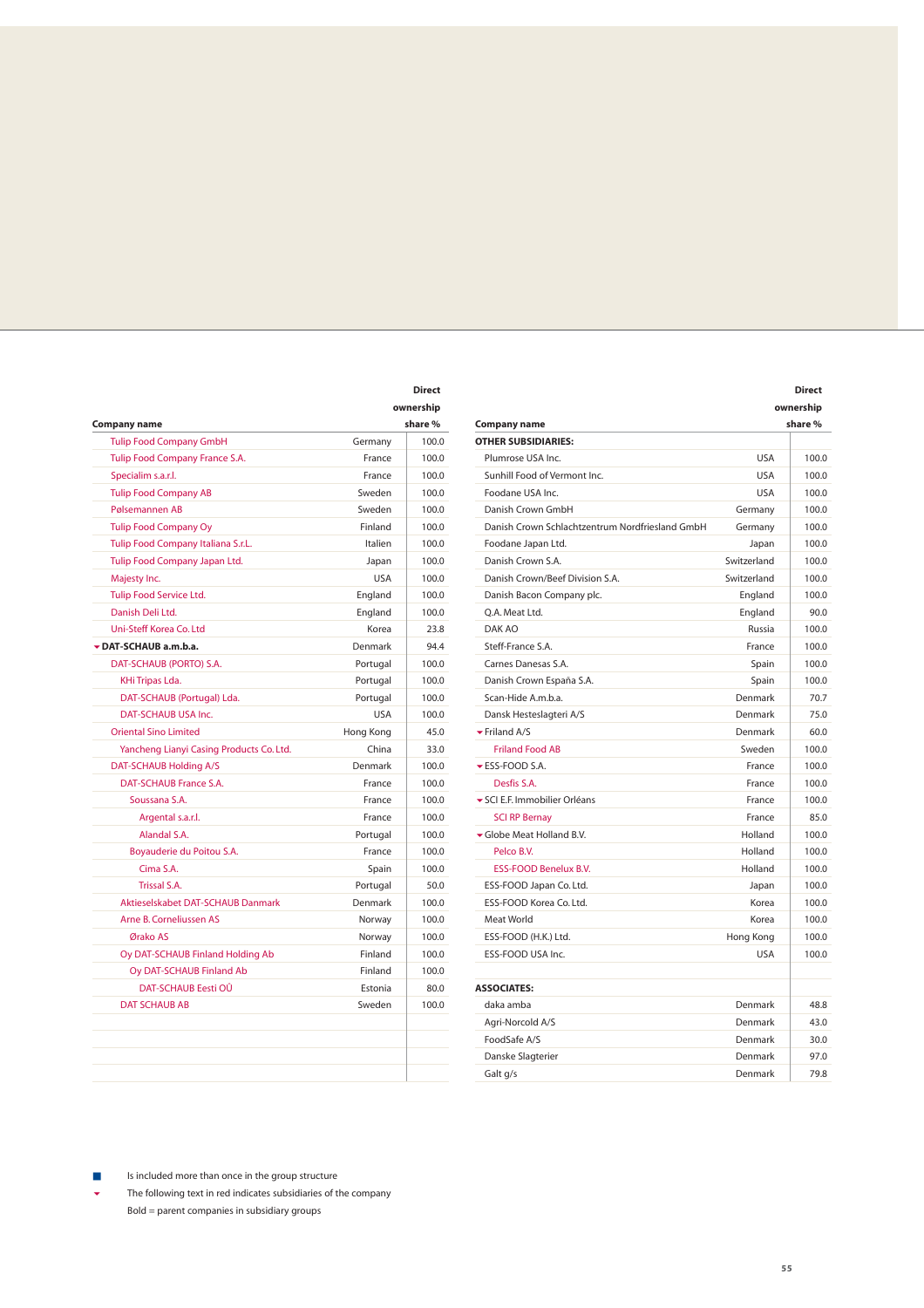| Company name | | Direct ownership share % |
|---|---|---|
| Tulip Food Company GmbH | Germany | 100.0 |
| Tulip Food Company France S.A. | France | 100.0 |
| Specialim s.a.r.l. | France | 100.0 |
| Tulip Food Company AB | Sweden | 100.0 |
| Pølsemannen AB | Sweden | 100.0 |
| Tulip Food Company Oy | Finland | 100.0 |
| Tulip Food Company Italiana S.r.L. | Italien | 100.0 |
| Tulip Food Company Japan Ltd. | Japan | 100.0 |
| Majesty Inc. | USA | 100.0 |
| Tulip Food Service Ltd. | England | 100.0 |
| Danish Deli Ltd. | England | 100.0 |
| Uni-Steff Korea Co. Ltd | Korea | 23.8 |
| **DAT-SCHAUB a.m.b.a.** | Denmark | 94.4 |
| DAT-SCHAUB (PORTO) S.A. | Portugal | 100.0 |
| KHi Tripas Lda. | Portugal | 100.0 |
| DAT-SCHAUB (Portugal) Lda. | Portugal | 100.0 |
| DAT-SCHAUB USA Inc. | USA | 100.0 |
| Oriental Sino Limited | Hong Kong | 45.0 |
| Yancheng Lianyi Casing Products Co. Ltd. | China | 33.0 |
| DAT-SCHAUB Holding A/S | Denmark | 100.0 |
| DAT-SCHAUB France S.A. | France | 100.0 |
| Soussana S.A. | France | 100.0 |
| Argental s.a.r.l. | France | 100.0 |
| Alandal S.A. | Portugal | 100.0 |
| Boyauderie du Poitou S.A. | France | 100.0 |
| Cima S.A. | Spain | 100.0 |
| Trissal S.A. | Portugal | 50.0 |
| Aktieselskabet DAT-SCHAUB Danmark | Denmark | 100.0 |
| Arne B. Corneliussen AS | Norway | 100.0 |
| Ørako AS | Norway | 100.0 |
| Oy DAT-SCHAUB Finland Holding Ab | Finland | 100.0 |
| Oy DAT-SCHAUB Finland Ab | Finland | 100.0 |
| DAT-SCHAUB Eesti OÜ | Estonia | 80.0 |
| DAT SCHAUB AB | Sweden | 100.0 |

| Company name | | Direct ownership share % |
|---|---|---|
| **OTHER SUBSIDIARIES:** | | |
| Plumrose USA Inc. | USA | 100.0 |
| Sunhill Food of Vermont Inc. | USA | 100.0 |
| Foodane USA Inc. | USA | 100.0 |
| Danish Crown GmbH | Germany | 100.0 |
| Danish Crown Schlachtzentrum Nordfriesland GmbH | Germany | 100.0 |
| Foodane Japan Ltd. | Japan | 100.0 |
| Danish Crown S.A. | Switzerland | 100.0 |
| Danish Crown/Beef Division S.A. | Switzerland | 100.0 |
| Danish Bacon Company plc. | England | 100.0 |
| Q.A. Meat Ltd. | England | 90.0 |
| DAK AO | Russia | 100.0 |
| Steff-France S.A. | France | 100.0 |
| Carnes Danesas S.A. | Spain | 100.0 |
| Danish Crown España S.A. | Spain | 100.0 |
| Scan-Hide A.m.b.a. | Denmark | 70.7 |
| Dansk Hesteslagteri A/S | Denmark | 75.0 |
| Friland A/S | Denmark | 60.0 |
| Friland Food AB | Sweden | 100.0 |
| ESS-FOOD S.A. | France | 100.0 |
| Desfis S.A. | France | 100.0 |
| SCI E.F. Immobilier Orléans | France | 100.0 |
| SCI RP Bernay | France | 85.0 |
| Globe Meat Holland B.V. | Holland | 100.0 |
| Pelco B.V. | Holland | 100.0 |
| ESS-FOOD Benelux B.V. | Holland | 100.0 |
| ESS-FOOD Japan Co. Ltd. | Japan | 100.0 |
| ESS-FOOD Korea Co. Ltd. | Korea | 100.0 |
| Meat World | Korea | 100.0 |
| ESS-FOOD (H.K.) Ltd. | Hong Kong | 100.0 |
| ESS-FOOD USA Inc. | USA | 100.0 |
| **ASSOCIATES:** | | |
| daka amba | Denmark | 48.8 |
| Agri-Norcold A/S | Denmark | 43.0 |
| FoodSafe A/S | Denmark | 30.0 |
| Danske Slagterier | Denmark | 97.0 |
| Galt g/s | Denmark | 79.8 |

■ Is included more than once in the group structure

▾ The following text in red indicates subsidiaries of the company

Bold = parent companies in subsidiary groups